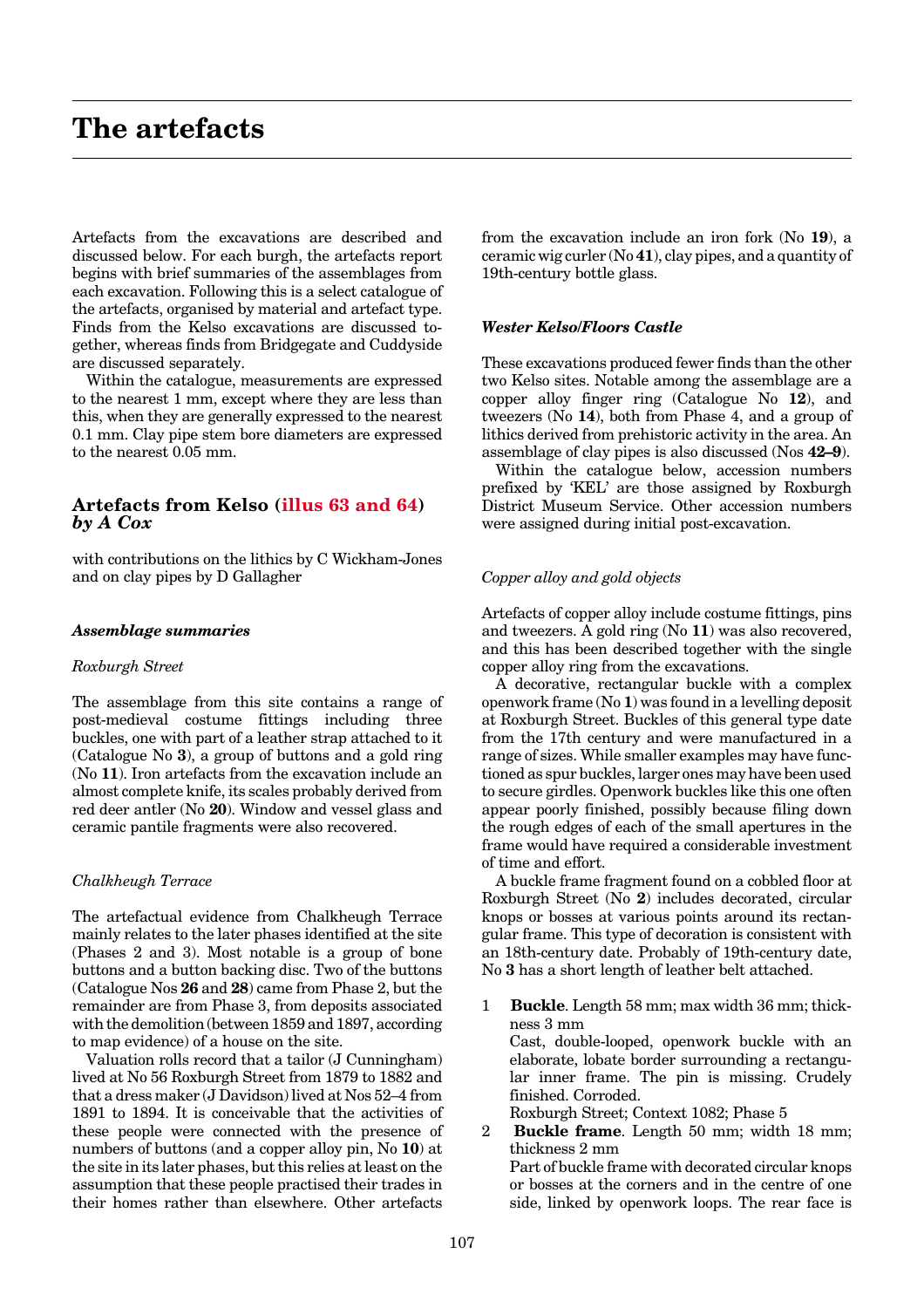# The artefacts

Artefacts from the excavations are described and discussed below. For each burgh, the artefacts report begins with brief summaries of the assemblages from each excavation. Following this is a select catalogue of the artefacts, organised by material and artefact type. Finds from the Kelso excavations are discussed together, whereas finds from Bridgegate and Cuddyside are discussed separately.

Within the catalogue, measurements are expressed to the nearest 1 mm, except where they are less than this, when they are generally expressed to the nearest 0.1 mm. Clay pipe stem bore diameters are expressed to the nearest 0.05 mm.

## Artefacts from Kelso (illus 63 and 64) *by A Cox*

with contributions on the lithics by C Wickham-Jones and on clay pipes by D Gallagher

### *Assemblage summaries*

*Roxburgh Street*

The assemblage from this site contains a range of post-medieval costume fittings including three buckles, one with part of a leather strap attached to it (Catalogue No **3**), a group of buttons and a gold ring (No **11**). Iron artefacts from the excavation include an almost complete knife, its scales probably derived from red deer antler (No **20**). Window and vessel glass and ceramic pantile fragments were also recovered.

*Chalkheugh Terrace*

The artefactual evidence from Chalkheugh Terrace mainly relates to the later phases identified at the site (Phases 2 and 3). Most notable is a group of bone buttons and a button backing disc. Two of the buttons (Catalogue Nos **26** and **28**) came from Phase 2, but the remainder are from Phase 3, from deposits associated with the demolition (between 1859 and 1897, according to map evidence) of a house on the site.

Valuation rolls record that a tailor (J Cunningham) lived at No 56 Roxburgh Street from 1879 to 1882 and that a dress maker (J Davidson) lived at Nos 52–4 from 1891 to 1894. It is conceivable that the activities of these people were connected with the presence of numbers of buttons (and a copper alloy pin, No **10**) at the site in its later phases, but this relies at least on the assumption that these people practised their trades in their homes rather than elsewhere. Other artefacts from the excavation include an iron fork (No **19**), a ceramic wig curler (No **41**), clay pipes, and a quantity of 19th-century bottle glass.

### *Wester Kelso/Floors Castle*

These excavations produced fewer finds than the other two Kelso sites. Notable among the assemblage are a copper alloy finger ring (Catalogue No **12**), and tweezers (No **14**), both from Phase 4, and a group of lithics derived from prehistoric activity in the area. An assemblage of clay pipes is also discussed (Nos **42–9**).

Within the catalogue below, accession numbers prefixed by 'KEL' are those assigned by Roxburgh District Museum Service. Other accession numbers were assigned during initial post-excavation.

*Copper alloy and gold objects*

Artefacts of copper alloy include costume fittings, pins and tweezers. A gold ring (No **11**) was also recovered, and this has been described together with the single copper alloy ring from the excavations.

A decorative, rectangular buckle with a complex openwork frame (No **1**) was found in a levelling deposit at Roxburgh Street. Buckles of this general type date from the 17th century and were manufactured in a range of sizes. While smaller examples may have functioned as spur buckles, larger ones may have been used to secure girdles. Openwork buckles like this one often appear poorly finished, possibly because filing down the rough edges of each of the small apertures in the frame would have required a considerable investment of time and effort.

A buckle frame fragment found on a cobbled floor at Roxburgh Street (No **2**) includes decorated, circular knops or bosses at various points around its rectangular frame. This type of decoration is consistent with an 18th-century date. Probably of 19th-century date, No **3** has a short length of leather belt attached.

1 **Buckle**. Length 58 mm; max width 36 mm; thickness 3 mm
Cast, double-looped, openwork buckle with an elaborate, lobate border surrounding a rectangular inner frame. The pin is missing. Crudely finished. Corroded.
Roxburgh Street; Context 1082; Phase 5

2 **Buckle frame**. Length 50 mm; width 18 mm; thickness 2 mm
Part of buckle frame with decorated circular knops or bosses at the corners and in the centre of one side, linked by openwork loops. The rear face is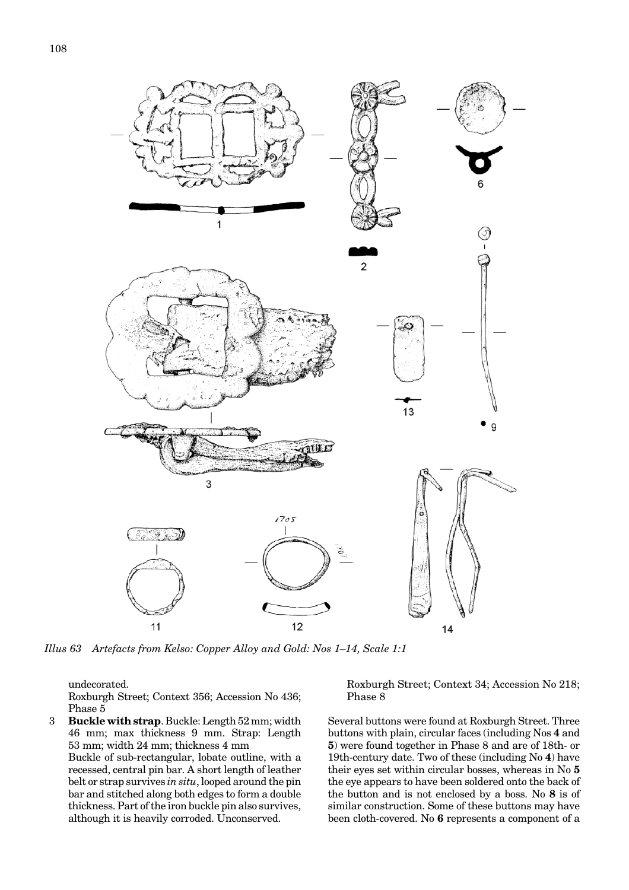*Illus 63 Artefacts from Kelso: Copper Alloy and Gold: Nos 1–14, Scale 1:1*

undecorated.
Roxburgh Street; Context 356; Accession No 436; Phase 5

3 **Buckle with strap**. Buckle: Length 52 mm; width 46 mm; max thickness 9 mm. Strap: Length 53 mm; width 24 mm; thickness 4 mm
Buckle of sub-rectangular, lobate outline, with a recessed, central pin bar. A short length of leather belt or strap survives *in situ*, looped around the pin bar and stitched along both edges to form a double thickness. Part of the iron buckle pin also survives, although it is heavily corroded. Unconserved.
Roxburgh Street; Context 34; Accession No 218; Phase 8

Several buttons were found at Roxburgh Street. Three buttons with plain, circular faces (including Nos **4** and **5**) were found together in Phase 8 and are of 18th- or 19th-century date. Two of these (including No **4**) have their eyes set within circular bosses, whereas in No **5** the eye appears to have been soldered onto the back of the button and is not enclosed by a boss. No **8** is of similar construction. Some of these buttons may have been cloth-covered. No **6** represents a component of a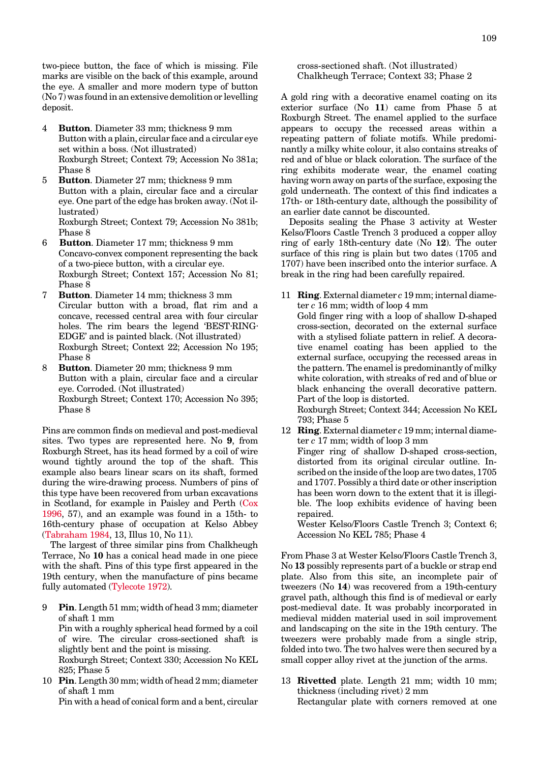two-piece button, the face of which is missing. File marks are visible on the back of this example, around the eye. A smaller and more modern type of button (No 7) was found in an extensive demolition or levelling deposit.

4 **Button**. Diameter 33 mm; thickness 9 mm
Button with a plain, circular face and a circular eye set within a boss. (Not illustrated)
Roxburgh Street; Context 79; Accession No 381a; Phase 8

5 **Button**. Diameter 27 mm; thickness 9 mm
Button with a plain, circular face and a circular eye. One part of the edge has broken away. (Not illustrated)
Roxburgh Street; Context 79; Accession No 381b; Phase 8

6 **Button**. Diameter 17 mm; thickness 9 mm
Concavo-convex component representing the back of a two-piece button, with a circular eye.
Roxburgh Street; Context 157; Accession No 81; Phase 8

7 **Button**. Diameter 14 mm; thickness 3 mm
Circular button with a broad, flat rim and a concave, recessed central area with four circular holes. The rim bears the legend 'BEST·RING·EDGE' and is painted black. (Not illustrated)
Roxburgh Street; Context 22; Accession No 195; Phase 8

8 **Button**. Diameter 20 mm; thickness 9 mm
Button with a plain, circular face and a circular eye. Corroded. (Not illustrated)
Roxburgh Street; Context 170; Accession No 395; Phase 8

Pins are common finds on medieval and post-medieval sites. Two types are represented here. No **9**, from Roxburgh Street, has its head formed by a coil of wire wound tightly around the top of the shaft. This example also bears linear scars on its shaft, formed during the wire-drawing process. Numbers of pins of this type have been recovered from urban excavations in Scotland, for example in Paisley and Perth (Cox 1996, 57), and an example was found in a 15th- to 16th-century phase of occupation at Kelso Abbey (Tabraham 1984, 13, Illus 10, No 11).

The largest of three similar pins from Chalkheugh Terrace, No **10** has a conical head made in one piece with the shaft. Pins of this type first appeared in the 19th century, when the manufacture of pins became fully automated (Tylecote 1972).

9 **Pin**. Length 51 mm; width of head 3 mm; diameter of shaft 1 mm
Pin with a roughly spherical head formed by a coil of wire. The circular cross-sectioned shaft is slightly bent and the point is missing.
Roxburgh Street; Context 330; Accession No KEL 825; Phase 5

10 **Pin**. Length 30 mm; width of head 2 mm; diameter of shaft 1 mm
Pin with a head of conical form and a bent, circular cross-sectioned shaft. (Not illustrated)
Chalkheugh Terrace; Context 33; Phase 2

A gold ring with a decorative enamel coating on its exterior surface (No **11**) came from Phase 5 at Roxburgh Street. The enamel applied to the surface appears to occupy the recessed areas within a repeating pattern of foliate motifs. While predominantly a milky white colour, it also contains streaks of red and of blue or black coloration. The surface of the ring exhibits moderate wear, the enamel coating having worn away on parts of the surface, exposing the gold underneath. The context of this find indicates a 17th- or 18th-century date, although the possibility of an earlier date cannot be discounted.

Deposits sealing the Phase 3 activity at Wester Kelso/Floors Castle Trench 3 produced a copper alloy ring of early 18th-century date (No **12**). The outer surface of this ring is plain but two dates (1705 and 1707) have been inscribed onto the interior surface. A break in the ring had been carefully repaired.

11 **Ring**. External diameter *c* 19 mm; internal diameter *c* 16 mm; width of loop 4 mm
Gold finger ring with a loop of shallow D-shaped cross-section, decorated on the external surface with a stylised foliate pattern in relief. A decorative enamel coating has been applied to the external surface, occupying the recessed areas in the pattern. The enamel is predominantly of milky white coloration, with streaks of red and of blue or black enhancing the overall decorative pattern. Part of the loop is distorted.
Roxburgh Street; Context 344; Accession No KEL 793; Phase 5

12 **Ring**. External diameter *c* 19 mm; internal diameter *c* 17 mm; width of loop 3 mm
Finger ring of shallow D-shaped cross-section, distorted from its original circular outline. Inscribed on the inside of the loop are two dates, 1705 and 1707. Possibly a third date or other inscription has been worn down to the extent that it is illegible. The loop exhibits evidence of having been repaired.
Wester Kelso/Floors Castle Trench 3; Context 6; Accession No KEL 785; Phase 4

From Phase 3 at Wester Kelso/Floors Castle Trench 3, No **13** possibly represents part of a buckle or strap end plate. Also from this site, an incomplete pair of tweezers (No **14**) was recovered from a 19th-century gravel path, although this find is of medieval or early post-medieval date. It was probably incorporated in medieval midden material used in soil improvement and landscaping on the site in the 19th century. The tweezers were probably made from a single strip, folded into two. The two halves were then secured by a small copper alloy rivet at the junction of the arms.

13 **Rivetted** plate. Length 21 mm; width 10 mm; thickness (including rivet) 2 mm
Rectangular plate with corners removed at one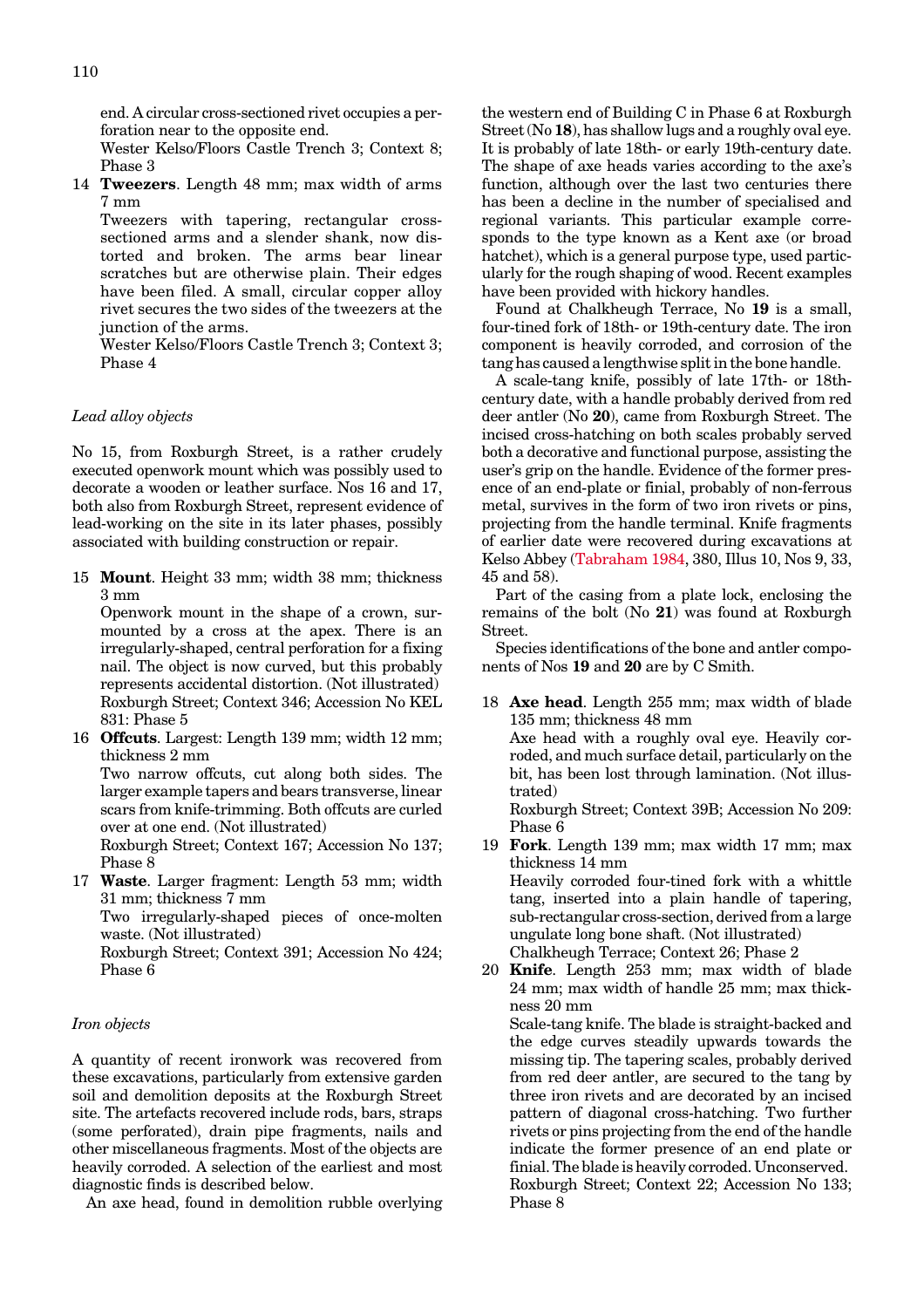end. A circular cross-sectioned rivet occupies a perforation near to the opposite end.
Wester Kelso/Floors Castle Trench 3; Context 8; Phase 3

14 **Tweezers**. Length 48 mm; max width of arms 7 mm
Tweezers with tapering, rectangular cross-sectioned arms and a slender shank, now distorted and broken. The arms bear linear scratches but are otherwise plain. Their edges have been filed. A small, circular copper alloy rivet secures the two sides of the tweezers at the junction of the arms.
Wester Kelso/Floors Castle Trench 3; Context 3; Phase 4

### *Lead alloy objects*

No 15, from Roxburgh Street, is a rather crudely executed openwork mount which was possibly used to decorate a wooden or leather surface. Nos 16 and 17, both also from Roxburgh Street, represent evidence of lead-working on the site in its later phases, possibly associated with building construction or repair.

15 **Mount**. Height 33 mm; width 38 mm; thickness 3 mm
Openwork mount in the shape of a crown, surmounted by a cross at the apex. There is an irregularly-shaped, central perforation for a fixing nail. The object is now curved, but this probably represents accidental distortion. (Not illustrated)
Roxburgh Street; Context 346; Accession No KEL 831: Phase 5

16 **Offcuts**. Largest: Length 139 mm; width 12 mm; thickness 2 mm
Two narrow offcuts, cut along both sides. The larger example tapers and bears transverse, linear scars from knife-trimming. Both offcuts are curled over at one end. (Not illustrated)
Roxburgh Street; Context 167; Accession No 137; Phase 8

17 **Waste**. Larger fragment: Length 53 mm; width 31 mm; thickness 7 mm
Two irregularly-shaped pieces of once-molten waste. (Not illustrated)
Roxburgh Street; Context 391; Accession No 424; Phase 6

### *Iron objects*

A quantity of recent ironwork was recovered from these excavations, particularly from extensive garden soil and demolition deposits at the Roxburgh Street site. The artefacts recovered include rods, bars, straps (some perforated), drain pipe fragments, nails and other miscellaneous fragments. Most of the objects are heavily corroded. A selection of the earliest and most diagnostic finds is described below.

An axe head, found in demolition rubble overlying the western end of Building C in Phase 6 at Roxburgh Street (No **18**), has shallow lugs and a roughly oval eye. It is probably of late 18th- or early 19th-century date. The shape of axe heads varies according to the axe's function, although over the last two centuries there has been a decline in the number of specialised and regional variants. This particular example corresponds to the type known as a Kent axe (or broad hatchet), which is a general purpose type, used particularly for the rough shaping of wood. Recent examples have been provided with hickory handles.

Found at Chalkheugh Terrace, No **19** is a small, four-tined fork of 18th- or 19th-century date. The iron component is heavily corroded, and corrosion of the tang has caused a lengthwise split in the bone handle.

A scale-tang knife, possibly of late 17th- or 18th-century date, with a handle probably derived from red deer antler (No **20**), came from Roxburgh Street. The incised cross-hatching on both scales probably served both a decorative and functional purpose, assisting the user's grip on the handle. Evidence of the former presence of an end-plate or finial, probably of non-ferrous metal, survives in the form of two iron rivets or pins, projecting from the handle terminal. Knife fragments of earlier date were recovered during excavations at Kelso Abbey (Tabraham 1984, 380, Illus 10, Nos 9, 33, 45 and 58).

Part of the casing from a plate lock, enclosing the remains of the bolt (No **21**) was found at Roxburgh Street.

Species identifications of the bone and antler components of Nos **19** and **20** are by C Smith.

18 **Axe head**. Length 255 mm; max width of blade 135 mm; thickness 48 mm
Axe head with a roughly oval eye. Heavily corroded, and much surface detail, particularly on the bit, has been lost through lamination. (Not illustrated)
Roxburgh Street; Context 39B; Accession No 209: Phase 6

19 **Fork**. Length 139 mm; max width 17 mm; max thickness 14 mm
Heavily corroded four-tined fork with a whittle tang, inserted into a plain handle of tapering, sub-rectangular cross-section, derived from a large ungulate long bone shaft. (Not illustrated)
Chalkheugh Terrace; Context 26; Phase 2

20 **Knife**. Length 253 mm; max width of blade 24 mm; max width of handle 25 mm; max thickness 20 mm
Scale-tang knife. The blade is straight-backed and the edge curves steadily upwards towards the missing tip. The tapering scales, probably derived from red deer antler, are secured to the tang by three iron rivets and are decorated by an incised pattern of diagonal cross-hatching. Two further rivets or pins projecting from the end of the handle indicate the former presence of an end plate or finial. The blade is heavily corroded. Unconserved.
Roxburgh Street; Context 22; Accession No 133; Phase 8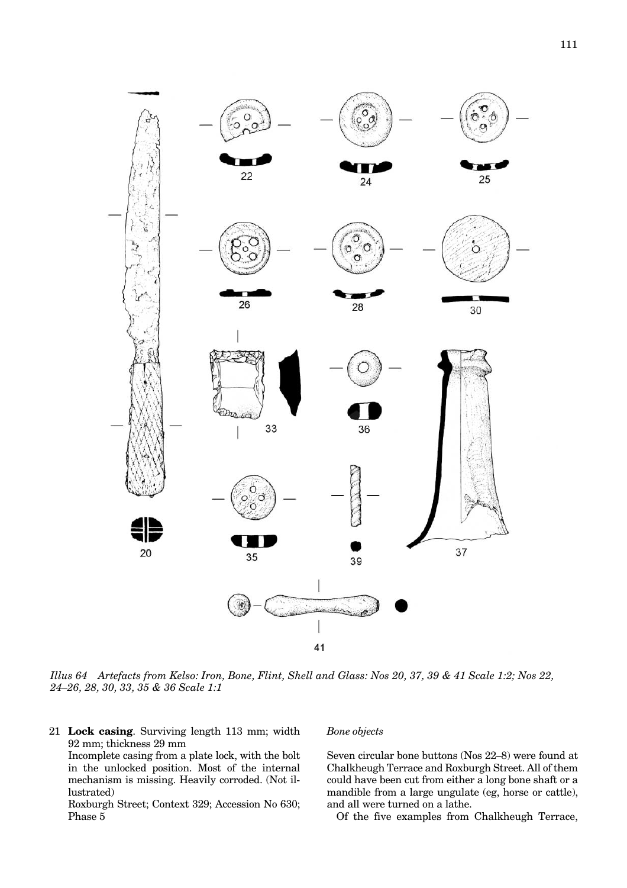*Illus 64 Artefacts from Kelso: Iron, Bone, Flint, Shell and Glass: Nos 20, 37, 39 & 41 Scale 1:2; Nos 22, 24–26, 28, 30, 33, 35 & 36 Scale 1:1*

21 **Lock casing**. Surviving length 113 mm; width 92 mm; thickness 29 mm

Incomplete casing from a plate lock, with the bolt in the unlocked position. Most of the internal mechanism is missing. Heavily corroded. (Not illustrated)

Roxburgh Street; Context 329; Accession No 630; Phase 5

*Bone objects*

Seven circular bone buttons (Nos 22–8) were found at Chalkheugh Terrace and Roxburgh Street. All of them could have been cut from either a long bone shaft or a mandible from a large ungulate (eg, horse or cattle), and all were turned on a lathe.

Of the five examples from Chalkheugh Terrace,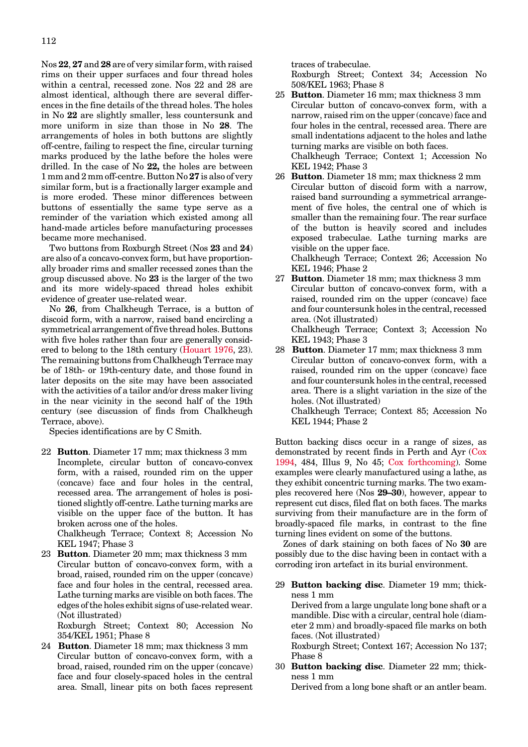Nos **22**, **27** and **28** are of very similar form, with raised rims on their upper surfaces and four thread holes within a central, recessed zone. Nos 22 and 28 are almost identical, although there are several differences in the fine details of the thread holes. The holes in No **22** are slightly smaller, less countersunk and more uniform in size than those in No **28**. The arrangements of holes in both buttons are slightly off-centre, failing to respect the fine, circular turning marks produced by the lathe before the holes were drilled. In the case of No **22,** the holes are between 1 mm and 2 mm off-centre. Button No **27** is also of very similar form, but is a fractionally larger example and is more eroded. These minor differences between buttons of essentially the same type serve as a reminder of the variation which existed among all hand-made articles before manufacturing processes became more mechanised.

Two buttons from Roxburgh Street (Nos **23** and **24**) are also of a concavo-convex form, but have proportionally broader rims and smaller recessed zones than the group discussed above. No **23** is the larger of the two and its more widely-spaced thread holes exhibit evidence of greater use-related wear.

No **26**, from Chalkheugh Terrace, is a button of discoid form, with a narrow, raised band encircling a symmetrical arrangement of five thread holes. Buttons with five holes rather than four are generally considered to belong to the 18th century (Houart 1976, 23). The remaining buttons from Chalkheugh Terrace may be of 18th- or 19th-century date, and those found in later deposits on the site may have been associated with the activities of a tailor and/or dress maker living in the near vicinity in the second half of the 19th century (see discussion of finds from Chalkheugh Terrace, above).

Species identifications are by C Smith.

22 **Button**. Diameter 17 mm; max thickness 3 mm
Incomplete, circular button of concavo-convex form, with a raised, rounded rim on the upper (concave) face and four holes in the central, recessed area. The arrangement of holes is positioned slightly off-centre. Lathe turning marks are visible on the upper face of the button. It has broken across one of the holes.
Chalkheugh Terrace; Context 8; Accession No KEL 1947; Phase 3

23 **Button**. Diameter 20 mm; max thickness 3 mm
Circular button of concavo-convex form, with a broad, raised, rounded rim on the upper (concave) face and four holes in the central, recessed area. Lathe turning marks are visible on both faces. The edges of the holes exhibit signs of use-related wear. (Not illustrated)
Roxburgh Street; Context 80; Accession No 354/KEL 1951; Phase 8

24 **Button**. Diameter 18 mm; max thickness 3 mm
Circular button of concavo-convex form, with a broad, raised, rounded rim on the upper (concave) face and four closely-spaced holes in the central area. Small, linear pits on both faces represent traces of trabeculae.
Roxburgh Street; Context 34; Accession No 508/KEL 1963; Phase 8

25 **Button**. Diameter 16 mm; max thickness 3 mm
Circular button of concavo-convex form, with a narrow, raised rim on the upper (concave) face and four holes in the central, recessed area. There are small indentations adjacent to the holes and lathe turning marks are visible on both faces.
Chalkheugh Terrace; Context 1; Accession No KEL 1942; Phase 3

26 **Button**. Diameter 18 mm; max thickness 2 mm
Circular button of discoid form with a narrow, raised band surrounding a symmetrical arrangement of five holes, the central one of which is smaller than the remaining four. The rear surface of the button is heavily scored and includes exposed trabeculae. Lathe turning marks are visible on the upper face.
Chalkheugh Terrace; Context 26; Accession No KEL 1946; Phase 2

27 **Button**. Diameter 18 mm; max thickness 3 mm
Circular button of concavo-convex form, with a raised, rounded rim on the upper (concave) face and four countersunk holes in the central, recessed area. (Not illustrated)
Chalkheugh Terrace; Context 3; Accession No KEL 1943; Phase 3

28 **Button**. Diameter 17 mm; max thickness 3 mm
Circular button of concavo-convex form, with a raised, rounded rim on the upper (concave) face and four countersunk holes in the central, recessed area. There is a slight variation in the size of the holes. (Not illustrated)
Chalkheugh Terrace; Context 85; Accession No KEL 1944; Phase 2

Button backing discs occur in a range of sizes, as demonstrated by recent finds in Perth and Ayr (Cox 1994, 484, Illus 9, No 45; Cox forthcoming). Some examples were clearly manufactured using a lathe, as they exhibit concentric turning marks. The two examples recovered here (Nos **29–30**), however, appear to represent cut discs, filed flat on both faces. The marks surviving from their manufacture are in the form of broadly-spaced file marks, in contrast to the fine turning lines evident on some of the buttons.

Zones of dark staining on both faces of No **30** are possibly due to the disc having been in contact with a corroding iron artefact in its burial environment.

29 **Button backing disc**. Diameter 19 mm; thickness 1 mm
Derived from a large ungulate long bone shaft or a mandible. Disc with a circular, central hole (diameter 2 mm) and broadly-spaced file marks on both faces. (Not illustrated)
Roxburgh Street; Context 167; Accession No 137; Phase 8

30 **Button backing disc**. Diameter 22 mm; thickness 1 mm
Derived from a long bone shaft or an antler beam.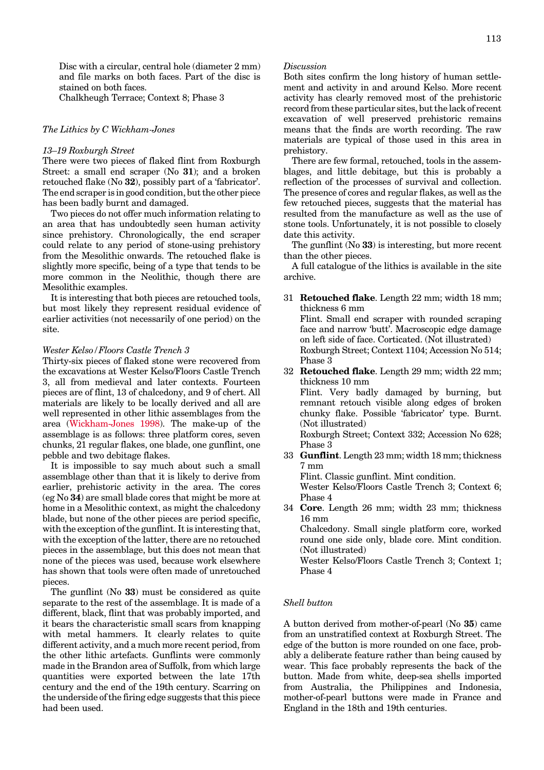Disc with a circular, central hole (diameter 2 mm) and file marks on both faces. Part of the disc is stained on both faces.
Chalkheugh Terrace; Context 8; Phase 3

### *The Lithics by C Wickham-Jones*

#### *13–19 Roxburgh Street*

There were two pieces of flaked flint from Roxburgh Street: a small end scraper (No **31**); and a broken retouched flake (No **32**), possibly part of a 'fabricator'. The end scraper is in good condition, but the other piece has been badly burnt and damaged.

Two pieces do not offer much information relating to an area that has undoubtedly seen human activity since prehistory. Chronologically, the end scraper could relate to any period of stone-using prehistory from the Mesolithic onwards. The retouched flake is slightly more specific, being of a type that tends to be more common in the Neolithic, though there are Mesolithic examples.

It is interesting that both pieces are retouched tools, but most likely they represent residual evidence of earlier activities (not necessarily of one period) on the site.

#### *Wester Kelso/Floors Castle Trench 3*

Thirty-six pieces of flaked stone were recovered from the excavations at Wester Kelso/Floors Castle Trench 3, all from medieval and later contexts. Fourteen pieces are of flint, 13 of chalcedony, and 9 of chert. All materials are likely to be locally derived and all are well represented in other lithic assemblages from the area (Wickham-Jones 1998). The make-up of the assemblage is as follows: three platform cores, seven chunks, 21 regular flakes, one blade, one gunflint, one pebble and two debitage flakes.

It is impossible to say much about such a small assemblage other than that it is likely to derive from earlier, prehistoric activity in the area. The cores (eg No **34**) are small blade cores that might be more at home in a Mesolithic context, as might the chalcedony blade, but none of the other pieces are period specific, with the exception of the gunflint. It is interesting that, with the exception of the latter, there are no retouched pieces in the assemblage, but this does not mean that none of the pieces was used, because work elsewhere has shown that tools were often made of unretouched pieces.

The gunflint (No **33**) must be considered as quite separate to the rest of the assemblage. It is made of a different, black, flint that was probably imported, and it bears the characteristic small scars from knapping with metal hammers. It clearly relates to quite different activity, and a much more recent period, from the other lithic artefacts. Gunflints were commonly made in the Brandon area of Suffolk, from which large quantities were exported between the late 17th century and the end of the 19th century. Scarring on the underside of the firing edge suggests that this piece had been used.

#### *Discussion*

Both sites confirm the long history of human settlement and activity in and around Kelso. More recent activity has clearly removed most of the prehistoric record from these particular sites, but the lack of recent excavation of well preserved prehistoric remains means that the finds are worth recording. The raw materials are typical of those used in this area in prehistory.

There are few formal, retouched, tools in the assemblages, and little debitage, but this is probably a reflection of the processes of survival and collection. The presence of cores and regular flakes, as well as the few retouched pieces, suggests that the material has resulted from the manufacture as well as the use of stone tools. Unfortunately, it is not possible to closely date this activity.

The gunflint (No **33**) is interesting, but more recent than the other pieces.

A full catalogue of the lithics is available in the site archive.

31 **Retouched flake**. Length 22 mm; width 18 mm; thickness 6 mm
Flint. Small end scraper with rounded scraping face and narrow 'butt'. Macroscopic edge damage on left side of face. Corticated. (Not illustrated)
Roxburgh Street; Context 1104; Accession No 514; Phase 3

32 **Retouched flake**. Length 29 mm; width 22 mm; thickness 10 mm
Flint. Very badly damaged by burning, but remnant retouch visible along edges of broken chunky flake. Possible 'fabricator' type. Burnt. (Not illustrated)
Roxburgh Street; Context 332; Accession No 628; Phase 3

33 **Gunflint**. Length 23 mm; width 18 mm; thickness 7 mm
Flint. Classic gunflint. Mint condition.
Wester Kelso/Floors Castle Trench 3; Context 6; Phase 4

34 **Core**. Length 26 mm; width 23 mm; thickness 16 mm
Chalcedony. Small single platform core, worked round one side only, blade core. Mint condition. (Not illustrated)
Wester Kelso/Floors Castle Trench 3; Context 1; Phase 4

### *Shell button*

A button derived from mother-of-pearl (No **35**) came from an unstratified context at Roxburgh Street. The edge of the button is more rounded on one face, probably a deliberate feature rather than being caused by wear. This face probably represents the back of the button. Made from white, deep-sea shells imported from Australia, the Philippines and Indonesia, mother-of-pearl buttons were made in France and England in the 18th and 19th centuries.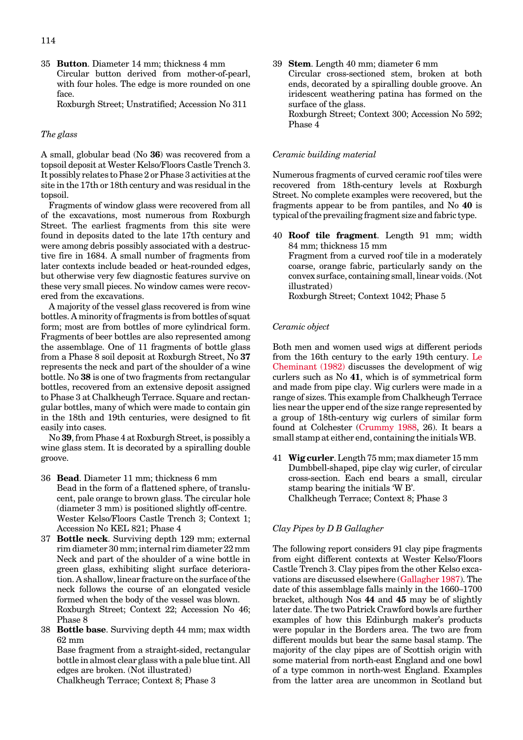35 **Button**. Diameter 14 mm; thickness 4 mm
Circular button derived from mother-of-pearl, with four holes. The edge is more rounded on one face.
Roxburgh Street; Unstratified; Accession No 311

### *The glass*

A small, globular bead (No **36**) was recovered from a topsoil deposit at Wester Kelso/Floors Castle Trench 3. It possibly relates to Phase 2 or Phase 3 activities at the site in the 17th or 18th century and was residual in the topsoil.

Fragments of window glass were recovered from all of the excavations, most numerous from Roxburgh Street. The earliest fragments from this site were found in deposits dated to the late 17th century and were among debris possibly associated with a destructive fire in 1684. A small number of fragments from later contexts include beaded or heat-rounded edges, but otherwise very few diagnostic features survive on these very small pieces. No window cames were recovered from the excavations.

A majority of the vessel glass recovered is from wine bottles. A minority of fragments is from bottles of squat form; most are from bottles of more cylindrical form. Fragments of beer bottles are also represented among the assemblage. One of 11 fragments of bottle glass from a Phase 8 soil deposit at Roxburgh Street, No **37** represents the neck and part of the shoulder of a wine bottle. No **38** is one of two fragments from rectangular bottles, recovered from an extensive deposit assigned to Phase 3 at Chalkheugh Terrace. Square and rectangular bottles, many of which were made to contain gin in the 18th and 19th centuries, were designed to fit easily into cases.

No **39**, from Phase 4 at Roxburgh Street, is possibly a wine glass stem. It is decorated by a spiralling double groove.

36 **Bead**. Diameter 11 mm; thickness 6 mm
Bead in the form of a flattened sphere, of translucent, pale orange to brown glass. The circular hole (diameter 3 mm) is positioned slightly off-centre.
Wester Kelso/Floors Castle Trench 3; Context 1; Accession No KEL 821; Phase 4

37 **Bottle neck**. Surviving depth 129 mm; external rim diameter 30 mm; internal rim diameter 22 mm
Neck and part of the shoulder of a wine bottle in green glass, exhibiting slight surface deterioration. A shallow, linear fracture on the surface of the neck follows the course of an elongated vesicle formed when the body of the vessel was blown.
Roxburgh Street; Context 22; Accession No 46; Phase 8

38 **Bottle base**. Surviving depth 44 mm; max width 62 mm
Base fragment from a straight-sided, rectangular bottle in almost clear glass with a pale blue tint. All edges are broken. (Not illustrated)
Chalkheugh Terrace; Context 8; Phase 3

39 **Stem**. Length 40 mm; diameter 6 mm
Circular cross-sectioned stem, broken at both ends, decorated by a spiralling double groove. An iridescent weathering patina has formed on the surface of the glass.
Roxburgh Street; Context 300; Accession No 592; Phase 4

### *Ceramic building material*

Numerous fragments of curved ceramic roof tiles were recovered from 18th-century levels at Roxburgh Street. No complete examples were recovered, but the fragments appear to be from pantiles, and No **40** is typical of the prevailing fragment size and fabric type.

40 **Roof tile fragment**. Length 91 mm; width 84 mm; thickness 15 mm
Fragment from a curved roof tile in a moderately coarse, orange fabric, particularly sandy on the convex surface, containing small, linear voids. (Not illustrated)
Roxburgh Street; Context 1042; Phase 5

### *Ceramic object*

Both men and women used wigs at different periods from the 16th century to the early 19th century. Le Cheminant (1982) discusses the development of wig curlers such as No **41**, which is of symmetrical form and made from pipe clay. Wig curlers were made in a range of sizes. This example from Chalkheugh Terrace lies near the upper end of the size range represented by a group of 18th-century wig curlers of similar form found at Colchester (Crummy 1988, 26). It bears a small stamp at either end, containing the initials WB.

41 **Wig curler**. Length 75 mm; max diameter 15 mm
Dumbbell-shaped, pipe clay wig curler, of circular cross-section. Each end bears a small, circular stamp bearing the initials 'W B'.
Chalkheugh Terrace; Context 8; Phase 3

### *Clay Pipes by D B Gallagher*

The following report considers 91 clay pipe fragments from eight different contexts at Wester Kelso/Floors Castle Trench 3. Clay pipes from the other Kelso excavations are discussed elsewhere (Gallagher 1987). The date of this assemblage falls mainly in the 1660–1700 bracket, although Nos **44** and **45** may be of slightly later date. The two Patrick Crawford bowls are further examples of how this Edinburgh maker's products were popular in the Borders area. The two are from different moulds but bear the same basal stamp. The majority of the clay pipes are of Scottish origin with some material from north-east England and one bowl of a type common in north-west England. Examples from the latter area are uncommon in Scotland but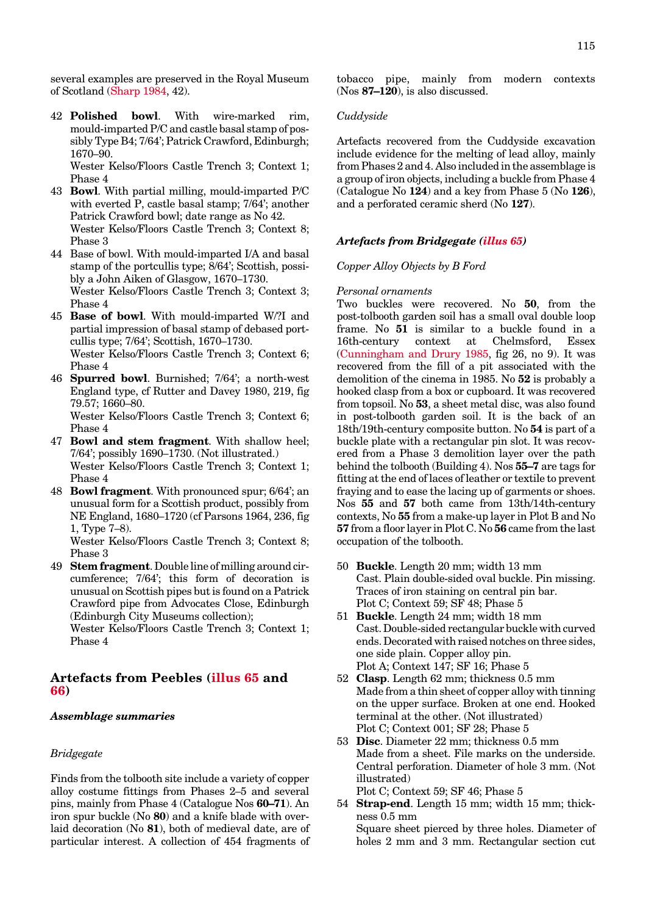several examples are preserved in the Royal Museum of Scotland (Sharp 1984, 42).

42 **Polished bowl**. With wire-marked rim, mould-imparted P/C and castle basal stamp of possibly Type B4; 7/64'; Patrick Crawford, Edinburgh; 1670–90.
Wester Kelso/Floors Castle Trench 3; Context 1; Phase 4

43 **Bowl**. With partial milling, mould-imparted P/C with everted P, castle basal stamp; 7/64'; another Patrick Crawford bowl; date range as No 42.
Wester Kelso/Floors Castle Trench 3; Context 8; Phase 3

44 Base of bowl. With mould-imparted I/A and basal stamp of the portcullis type; 8/64'; Scottish, possibly a John Aiken of Glasgow, 1670–1730.
Wester Kelso/Floors Castle Trench 3; Context 3; Phase 4

45 **Base of bowl**. With mould-imparted W/?I and partial impression of basal stamp of debased portcullis type; 7/64'; Scottish, 1670–1730.
Wester Kelso/Floors Castle Trench 3; Context 6; Phase 4

46 **Spurred bowl**. Burnished; 7/64'; a north-west England type, cf Rutter and Davey 1980, 219, fig 79.57; 1660–80.
Wester Kelso/Floors Castle Trench 3; Context 6; Phase 4

47 **Bowl and stem fragment**. With shallow heel; 7/64'; possibly 1690–1730. (Not illustrated.)
Wester Kelso/Floors Castle Trench 3; Context 1; Phase 4

48 **Bowl fragment**. With pronounced spur; 6/64'; an unusual form for a Scottish product, possibly from NE England, 1680–1720 (cf Parsons 1964, 236, fig 1, Type 7–8).
Wester Kelso/Floors Castle Trench 3; Context 8; Phase 3

49 **Stem fragment**. Double line of milling around circumference; 7/64'; this form of decoration is unusual on Scottish pipes but is found on a Patrick Crawford pipe from Advocates Close, Edinburgh (Edinburgh City Museums collection);
Wester Kelso/Floors Castle Trench 3; Context 1; Phase 4

## Artefacts from Peebles (illus 65 and 66)

### *Assemblage summaries*

*Bridgegate*

Finds from the tolbooth site include a variety of copper alloy costume fittings from Phases 2–5 and several pins, mainly from Phase 4 (Catalogue Nos **60–71**). An iron spur buckle (No **80**) and a knife blade with overlaid decoration (No **81**), both of medieval date, are of particular interest. A collection of 454 fragments of tobacco pipe, mainly from modern contexts (Nos **87–120**), is also discussed.

*Cuddyside*

Artefacts recovered from the Cuddyside excavation include evidence for the melting of lead alloy, mainly from Phases 2 and 4. Also included in the assemblage is a group of iron objects, including a buckle from Phase 4 (Catalogue No **124**) and a key from Phase 5 (No **126**), and a perforated ceramic sherd (No **127**).

### *Artefacts from Bridgegate (illus 65)*

*Copper Alloy Objects by B Ford*

*Personal ornaments*

Two buckles were recovered. No **50**, from the post-tolbooth garden soil has a small oval double loop frame. No **51** is similar to a buckle found in a 16th-century context at Chelmsford, Essex (Cunningham and Drury 1985, fig 26, no 9). It was recovered from the fill of a pit associated with the demolition of the cinema in 1985. No **52** is probably a hooked clasp from a box or cupboard. It was recovered from topsoil. No **53**, a sheet metal disc, was also found in post-tolbooth garden soil. It is the back of an 18th/19th-century composite button. No **54** is part of a buckle plate with a rectangular pin slot. It was recovered from a Phase 3 demolition layer over the path behind the tolbooth (Building 4). Nos **55–7** are tags for fitting at the end of laces of leather or textile to prevent fraying and to ease the lacing up of garments or shoes. Nos **55** and **57** both came from 13th/14th-century contexts, No **55** from a make-up layer in Plot B and No **57** from a floor layer in Plot C. No **56** came from the last occupation of the tolbooth.

50 **Buckle**. Length 20 mm; width 13 mm
Cast. Plain double-sided oval buckle. Pin missing. Traces of iron staining on central pin bar.
Plot C; Context 59; SF 48; Phase 5

51 **Buckle**. Length 24 mm; width 18 mm
Cast. Double-sided rectangular buckle with curved ends. Decorated with raised notches on three sides, one side plain. Copper alloy pin.
Plot A; Context 147; SF 16; Phase 5

52 **Clasp**. Length 62 mm; thickness 0.5 mm
Made from a thin sheet of copper alloy with tinning on the upper surface. Broken at one end. Hooked terminal at the other. (Not illustrated)
Plot C; Context 001; SF 28; Phase 5

53 **Disc**. Diameter 22 mm; thickness 0.5 mm
Made from a sheet. File marks on the underside. Central perforation. Diameter of hole 3 mm. (Not illustrated)
Plot C; Context 59; SF 46; Phase 5

54 **Strap-end**. Length 15 mm; width 15 mm; thickness 0.5 mm
Square sheet pierced by three holes. Diameter of holes 2 mm and 3 mm. Rectangular section cut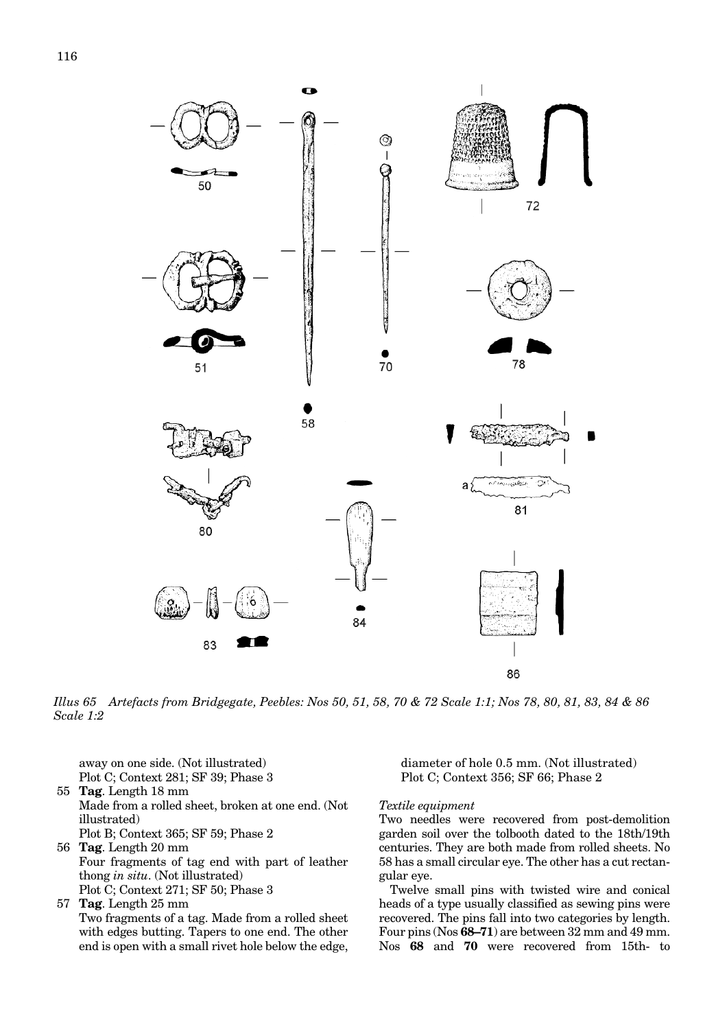*Illus 65 Artefacts from Bridgegate, Peebles: Nos 50, 51, 58, 70 & 72 Scale 1:1; Nos 78, 80, 81, 83, 84 & 86 Scale 1:2*

away on one side. (Not illustrated)
Plot C; Context 281; SF 39; Phase 3

55 **Tag**. Length 18 mm
Made from a rolled sheet, broken at one end. (Not illustrated)
Plot B; Context 365; SF 59; Phase 2

56 **Tag**. Length 20 mm
Four fragments of tag end with part of leather thong *in situ*. (Not illustrated)
Plot C; Context 271; SF 50; Phase 3

57 **Tag**. Length 25 mm
Two fragments of a tag. Made from a rolled sheet with edges butting. Tapers to one end. The other end is open with a small rivet hole below the edge, diameter of hole 0.5 mm. (Not illustrated)
Plot C; Context 356; SF 66; Phase 2

*Textile equipment*

Two needles were recovered from post-demolition garden soil over the tolbooth dated to the 18th/19th centuries. They are both made from rolled sheets. No 58 has a small circular eye. The other has a cut rectangular eye.

Twelve small pins with twisted wire and conical heads of a type usually classified as sewing pins were recovered. The pins fall into two categories by length. Four pins (Nos **68–71**) are between 32 mm and 49 mm. Nos **68** and **70** were recovered from 15th- to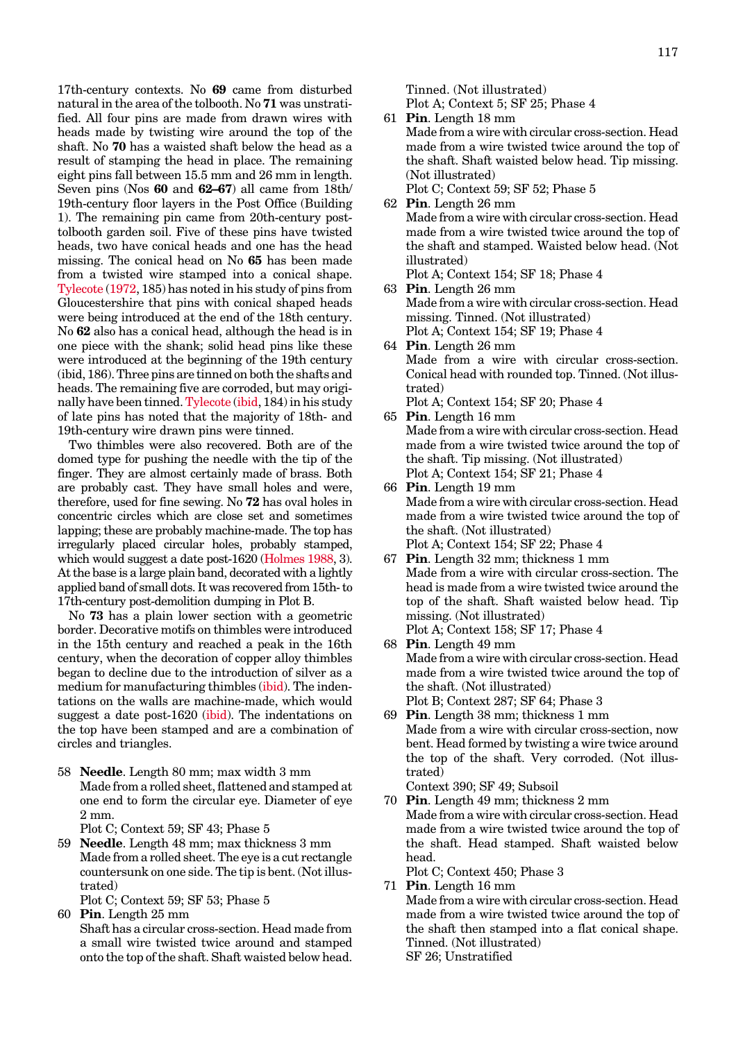17th-century contexts. No **69** came from disturbed natural in the area of the tolbooth. No **71** was unstratified. All four pins are made from drawn wires with heads made by twisting wire around the top of the shaft. No **70** has a waisted shaft below the head as a result of stamping the head in place. The remaining eight pins fall between 15.5 mm and 26 mm in length. Seven pins (Nos **60** and **62–67**) all came from 18th/19th-century floor layers in the Post Office (Building 1). The remaining pin came from 20th-century post-tolbooth garden soil. Five of these pins have twisted heads, two have conical heads and one has the head missing. The conical head on No **65** has been made from a twisted wire stamped into a conical shape. Tylecote (1972, 185) has noted in his study of pins from Gloucestershire that pins with conical shaped heads were being introduced at the end of the 18th century. No **62** also has a conical head, although the head is in one piece with the shank; solid head pins like these were introduced at the beginning of the 19th century (ibid, 186). Three pins are tinned on both the shafts and heads. The remaining five are corroded, but may originally have been tinned. Tylecote (ibid, 184) in his study of late pins has noted that the majority of 18th- and 19th-century wire drawn pins were tinned.

Two thimbles were also recovered. Both are of the domed type for pushing the needle with the tip of the finger. They are almost certainly made of brass. Both are probably cast. They have small holes and were, therefore, used for fine sewing. No **72** has oval holes in concentric circles which are close set and sometimes lapping; these are probably machine-made. The top has irregularly placed circular holes, probably stamped, which would suggest a date post-1620 (Holmes 1988, 3). At the base is a large plain band, decorated with a lightly applied band of small dots. It was recovered from 15th- to 17th-century post-demolition dumping in Plot B.

No **73** has a plain lower section with a geometric border. Decorative motifs on thimbles were introduced in the 15th century and reached a peak in the 16th century, when the decoration of copper alloy thimbles began to decline due to the introduction of silver as a medium for manufacturing thimbles (ibid). The indentations on the walls are machine-made, which would suggest a date post-1620 (ibid). The indentations on the top have been stamped and are a combination of circles and triangles.

58 **Needle**. Length 80 mm; max width 3 mm
Made from a rolled sheet, flattened and stamped at one end to form the circular eye. Diameter of eye 2 mm.
Plot C; Context 59; SF 43; Phase 5

59 **Needle**. Length 48 mm; max thickness 3 mm
Made from a rolled sheet. The eye is a cut rectangle countersunk on one side. The tip is bent. (Not illustrated)
Plot C; Context 59; SF 53; Phase 5

60 **Pin**. Length 25 mm
Shaft has a circular cross-section. Head made from a small wire twisted twice around and stamped onto the top of the shaft. Shaft waisted below head. Tinned. (Not illustrated)
Plot A; Context 5; SF 25; Phase 4

61 **Pin**. Length 18 mm
Made from a wire with circular cross-section. Head made from a wire twisted twice around the top of the shaft. Shaft waisted below head. Tip missing. (Not illustrated)
Plot C; Context 59; SF 52; Phase 5

62 **Pin**. Length 26 mm
Made from a wire with circular cross-section. Head made from a wire twisted twice around the top of the shaft and stamped. Waisted below head. (Not illustrated)
Plot A; Context 154; SF 18; Phase 4

63 **Pin**. Length 26 mm
Made from a wire with circular cross-section. Head missing. Tinned. (Not illustrated)
Plot A; Context 154; SF 19; Phase 4

64 **Pin**. Length 26 mm
Made from a wire with circular cross-section. Conical head with rounded top. Tinned. (Not illustrated)
Plot A; Context 154; SF 20; Phase 4

65 **Pin**. Length 16 mm
Made from a wire with circular cross-section. Head made from a wire twisted twice around the top of the shaft. Tip missing. (Not illustrated)
Plot A; Context 154; SF 21; Phase 4

66 **Pin**. Length 19 mm
Made from a wire with circular cross-section. Head made from a wire twisted twice around the top of the shaft. (Not illustrated)
Plot A; Context 154; SF 22; Phase 4

67 **Pin**. Length 32 mm; thickness 1 mm
Made from a wire with circular cross-section. The head is made from a wire twisted twice around the top of the shaft. Shaft waisted below head. Tip missing. (Not illustrated)
Plot A; Context 158; SF 17; Phase 4

68 **Pin**. Length 49 mm
Made from a wire with circular cross-section. Head made from a wire twisted twice around the top of the shaft. (Not illustrated)
Plot B; Context 287; SF 64; Phase 3

69 **Pin**. Length 38 mm; thickness 1 mm
Made from a wire with circular cross-section, now bent. Head formed by twisting a wire twice around the top of the shaft. Very corroded. (Not illustrated)
Context 390; SF 49; Subsoil

70 **Pin**. Length 49 mm; thickness 2 mm
Made from a wire with circular cross-section. Head made from a wire twisted twice around the top of the shaft. Head stamped. Shaft waisted below head.
Plot C; Context 450; Phase 3

71 **Pin**. Length 16 mm
Made from a wire with circular cross-section. Head made from a wire twisted twice around the top of the shaft then stamped into a flat conical shape. Tinned. (Not illustrated)
SF 26; Unstratified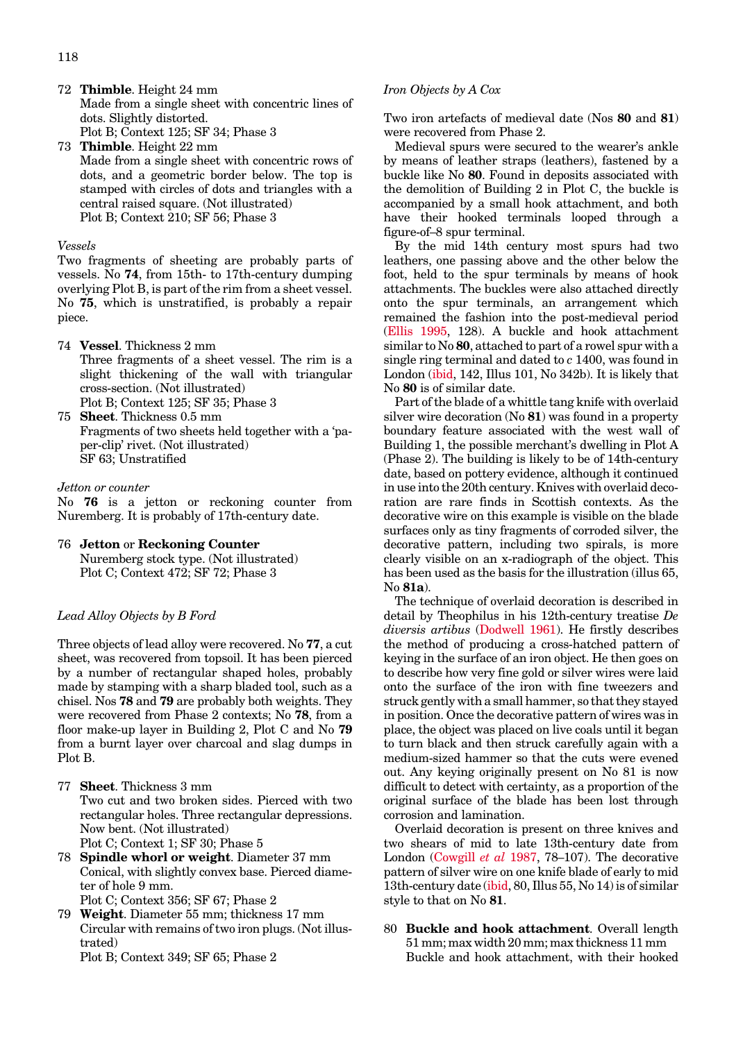72 **Thimble**. Height 24 mm
Made from a single sheet with concentric lines of dots. Slightly distorted.
Plot B; Context 125; SF 34; Phase 3

73 **Thimble**. Height 22 mm
Made from a single sheet with concentric rows of dots, and a geometric border below. The top is stamped with circles of dots and triangles with a central raised square. (Not illustrated)
Plot B; Context 210; SF 56; Phase 3

*Vessels*

Two fragments of sheeting are probably parts of vessels. No **74**, from 15th- to 17th-century dumping overlying Plot B, is part of the rim from a sheet vessel. No **75**, which is unstratified, is probably a repair piece.

74 **Vessel**. Thickness 2 mm
Three fragments of a sheet vessel. The rim is a slight thickening of the wall with triangular cross-section. (Not illustrated)
Plot B; Context 125; SF 35; Phase 3

75 **Sheet**. Thickness 0.5 mm
Fragments of two sheets held together with a 'paper-clip' rivet. (Not illustrated)
SF 63; Unstratified

*Jetton or counter*

No **76** is a jetton or reckoning counter from Nuremberg. It is probably of 17th-century date.

76 **Jetton** or **Reckoning Counter**
Nuremberg stock type. (Not illustrated)
Plot C; Context 472; SF 72; Phase 3

*Lead Alloy Objects by B Ford*

Three objects of lead alloy were recovered. No **77**, a cut sheet, was recovered from topsoil. It has been pierced by a number of rectangular shaped holes, probably made by stamping with a sharp bladed tool, such as a chisel. Nos **78** and **79** are probably both weights. They were recovered from Phase 2 contexts; No **78**, from a floor make-up layer in Building 2, Plot C and No **79** from a burnt layer over charcoal and slag dumps in Plot B.

77 **Sheet**. Thickness 3 mm
Two cut and two broken sides. Pierced with two rectangular holes. Three rectangular depressions. Now bent. (Not illustrated)
Plot C; Context 1; SF 30; Phase 5

78 **Spindle whorl or weight**. Diameter 37 mm
Conical, with slightly convex base. Pierced diameter of hole 9 mm.
Plot C; Context 356; SF 67; Phase 2

79 **Weight**. Diameter 55 mm; thickness 17 mm
Circular with remains of two iron plugs. (Not illustrated)
Plot B; Context 349; SF 65; Phase 2

*Iron Objects by A Cox*

Two iron artefacts of medieval date (Nos **80** and **81**) were recovered from Phase 2.

Medieval spurs were secured to the wearer's ankle by means of leather straps (leathers), fastened by a buckle like No **80**. Found in deposits associated with the demolition of Building 2 in Plot C, the buckle is accompanied by a small hook attachment, and both have their hooked terminals looped through a figure-of-8 spur terminal.

By the mid 14th century most spurs had two leathers, one passing above and the other below the foot, held to the spur terminals by means of hook attachments. The buckles were also attached directly onto the spur terminals, an arrangement which remained the fashion into the post-medieval period (Ellis 1995, 128). A buckle and hook attachment similar to No **80**, attached to part of a rowel spur with a single ring terminal and dated to *c* 1400, was found in London (ibid, 142, Illus 101, No 342b). It is likely that No **80** is of similar date.

Part of the blade of a whittle tang knife with overlaid silver wire decoration (No **81**) was found in a property boundary feature associated with the west wall of Building 1, the possible merchant's dwelling in Plot A (Phase 2). The building is likely to be of 14th-century date, based on pottery evidence, although it continued in use into the 20th century. Knives with overlaid decoration are rare finds in Scottish contexts. As the decorative wire on this example is visible on the blade surfaces only as tiny fragments of corroded silver, the decorative pattern, including two spirals, is more clearly visible on an x-radiograph of the object. This has been used as the basis for the illustration (illus 65, No **81a**).

The technique of overlaid decoration is described in detail by Theophilus in his 12th-century treatise *De diversis artibus* (Dodwell 1961). He firstly describes the method of producing a cross-hatched pattern of keying in the surface of an iron object. He then goes on to describe how very fine gold or silver wires were laid onto the surface of the iron with fine tweezers and struck gently with a small hammer, so that they stayed in position. Once the decorative pattern of wires was in place, the object was placed on live coals until it began to turn black and then struck carefully again with a medium-sized hammer so that the cuts were evened out. Any keying originally present on No 81 is now difficult to detect with certainty, as a proportion of the original surface of the blade has been lost through corrosion and lamination.

Overlaid decoration is present on three knives and two shears of mid to late 13th-century date from London (Cowgill *et al* 1987, 78–107). The decorative pattern of silver wire on one knife blade of early to mid 13th-century date (ibid, 80, Illus 55, No 14) is of similar style to that on No **81**.

80 **Buckle and hook attachment**. Overall length 51 mm; max width 20 mm; max thickness 11 mm
Buckle and hook attachment, with their hooked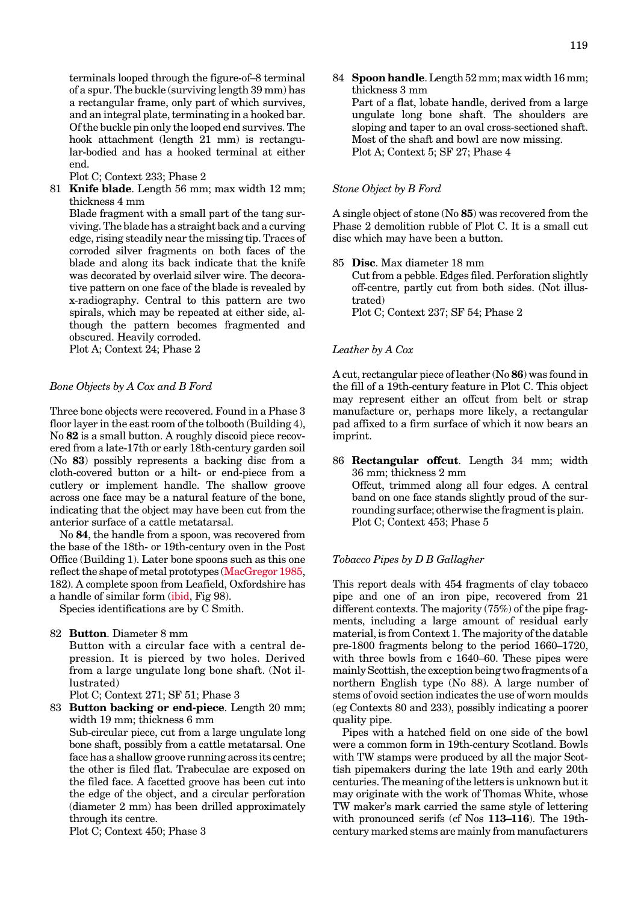terminals looped through the figure-of–8 terminal of a spur. The buckle (surviving length 39 mm) has a rectangular frame, only part of which survives, and an integral plate, terminating in a hooked bar. Of the buckle pin only the looped end survives. The hook attachment (length 21 mm) is rectangular-bodied and has a hooked terminal at either end.

Plot C; Context 233; Phase 2

81 **Knife blade**. Length 56 mm; max width 12 mm; thickness 4 mm

Blade fragment with a small part of the tang surviving. The blade has a straight back and a curving edge, rising steadily near the missing tip. Traces of corroded silver fragments on both faces of the blade and along its back indicate that the knife was decorated by overlaid silver wire. The decorative pattern on one face of the blade is revealed by x-radiography. Central to this pattern are two spirals, which may be repeated at either side, although the pattern becomes fragmented and obscured. Heavily corroded.

Plot A; Context 24; Phase 2

### *Bone Objects by A Cox and B Ford*

Three bone objects were recovered. Found in a Phase 3 floor layer in the east room of the tolbooth (Building 4), No **82** is a small button. A roughly discoid piece recovered from a late-17th or early 18th-century garden soil (No **83**) possibly represents a backing disc from a cloth-covered button or a hilt- or end-piece from a cutlery or implement handle. The shallow groove across one face may be a natural feature of the bone, indicating that the object may have been cut from the anterior surface of a cattle metatarsal.

No **84**, the handle from a spoon, was recovered from the base of the 18th- or 19th-century oven in the Post Office (Building 1). Later bone spoons such as this one reflect the shape of metal prototypes (MacGregor 1985, 182). A complete spoon from Leafield, Oxfordshire has a handle of similar form (ibid, Fig 98).

Species identifications are by C Smith.

82 **Button**. Diameter 8 mm

Button with a circular face with a central depression. It is pierced by two holes. Derived from a large ungulate long bone shaft. (Not illustrated)

Plot C; Context 271; SF 51; Phase 3

83 **Button backing or end-piece**. Length 20 mm; width 19 mm; thickness 6 mm

Sub-circular piece, cut from a large ungulate long bone shaft, possibly from a cattle metatarsal. One face has a shallow groove running across its centre; the other is filed flat. Trabeculae are exposed on the filed face. A facetted groove has been cut into the edge of the object, and a circular perforation (diameter 2 mm) has been drilled approximately through its centre.

Plot C; Context 450; Phase 3

84 **Spoon handle**. Length 52 mm; max width 16 mm; thickness 3 mm

Part of a flat, lobate handle, derived from a large ungulate long bone shaft. The shoulders are sloping and taper to an oval cross-sectioned shaft. Most of the shaft and bowl are now missing.

Plot A; Context 5; SF 27; Phase 4

### *Stone Object by B Ford*

A single object of stone (No **85**) was recovered from the Phase 2 demolition rubble of Plot C. It is a small cut disc which may have been a button.

85 **Disc**. Max diameter 18 mm

Cut from a pebble. Edges filed. Perforation slightly off-centre, partly cut from both sides. (Not illustrated)

Plot C; Context 237; SF 54; Phase 2

### *Leather by A Cox*

A cut, rectangular piece of leather (No **86**) was found in the fill of a 19th-century feature in Plot C. This object may represent either an offcut from belt or strap manufacture or, perhaps more likely, a rectangular pad affixed to a firm surface of which it now bears an imprint.

86 **Rectangular offcut**. Length 34 mm; width 36 mm; thickness 2 mm

Offcut, trimmed along all four edges. A central band on one face stands slightly proud of the surrounding surface; otherwise the fragment is plain.

Plot C; Context 453; Phase 5

### *Tobacco Pipes by D B Gallagher*

This report deals with 454 fragments of clay tobacco pipe and one of an iron pipe, recovered from 21 different contexts. The majority (75%) of the pipe fragments, including a large amount of residual early material, is from Context 1. The majority of the datable pre-1800 fragments belong to the period 1660–1720, with three bowls from c 1640–60. These pipes were mainly Scottish, the exception being two fragments of a northern English type (No 88). A large number of stems of ovoid section indicates the use of worn moulds (eg Contexts 80 and 233), possibly indicating a poorer quality pipe.

Pipes with a hatched field on one side of the bowl were a common form in 19th-century Scotland. Bowls with TW stamps were produced by all the major Scottish pipemakers during the late 19th and early 20th centuries. The meaning of the letters is unknown but it may originate with the work of Thomas White, whose TW maker's mark carried the same style of lettering with pronounced serifs (cf Nos **113–116**). The 19th-century marked stems are mainly from manufacturers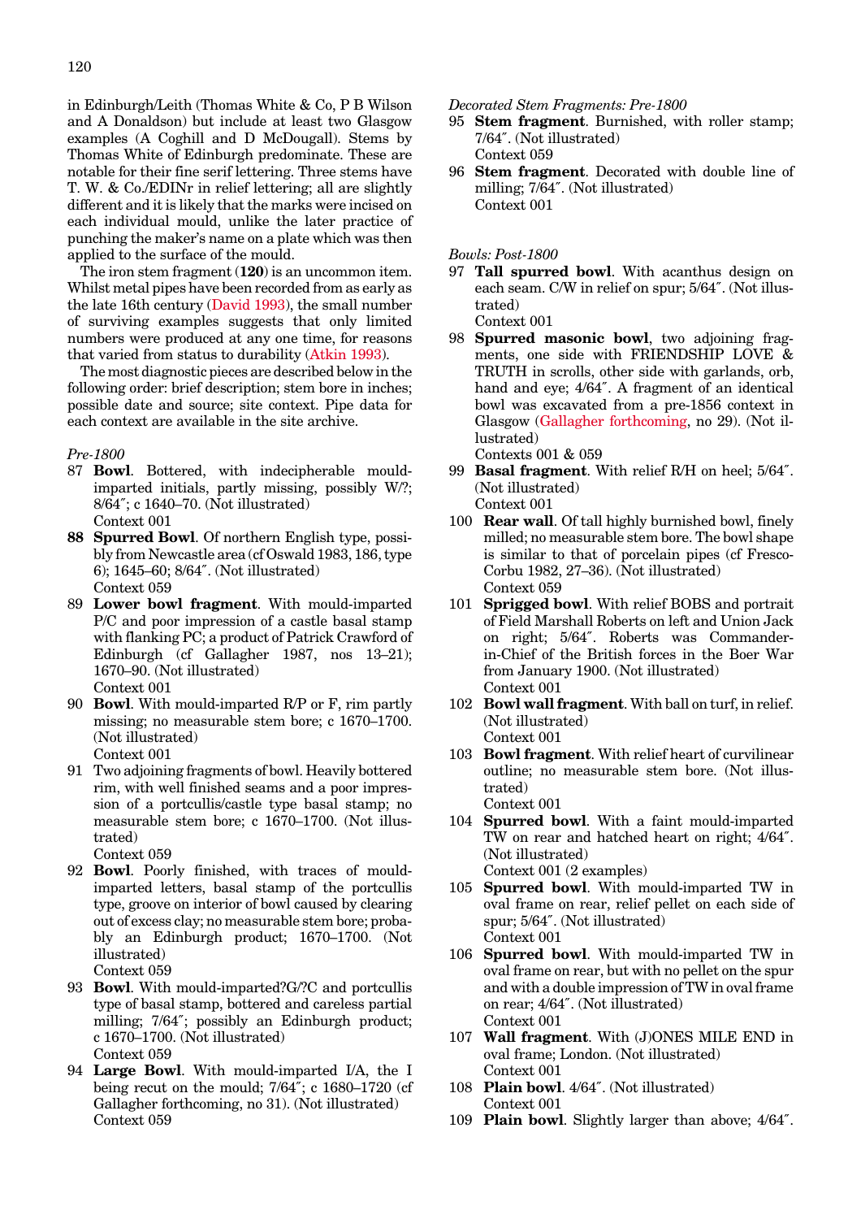in Edinburgh/Leith (Thomas White & Co, P B Wilson and A Donaldson) but include at least two Glasgow examples (A Coghill and D McDougall). Stems by Thomas White of Edinburgh predominate. These are notable for their fine serif lettering. Three stems have T. W. & Co./EDINr in relief lettering; all are slightly different and it is likely that the marks were incised on each individual mould, unlike the later practice of punching the maker's name on a plate which was then applied to the surface of the mould.

The iron stem fragment (**120**) is an uncommon item. Whilst metal pipes have been recorded from as early as the late 16th century (David 1993), the small number of surviving examples suggests that only limited numbers were produced at any one time, for reasons that varied from status to durability (Atkin 1993).

The most diagnostic pieces are described below in the following order: brief description; stem bore in inches; possible date and source; site context. Pipe data for each context are available in the site archive.

*Pre-1800*

87 **Bowl**. Bottered, with indecipherable mould-imparted initials, partly missing, possibly W/?; 8/64″; c 1640–70. (Not illustrated)
Context 001

**88 Spurred Bowl**. Of northern English type, possibly from Newcastle area (cf Oswald 1983, 186, type 6); 1645–60; 8/64″. (Not illustrated)
Context 059

89 **Lower bowl fragment**. With mould-imparted P/C and poor impression of a castle basal stamp with flanking PC; a product of Patrick Crawford of Edinburgh (cf Gallagher 1987, nos 13–21); 1670–90. (Not illustrated)
Context 001

90 **Bowl**. With mould-imparted R/P or F, rim partly missing; no measurable stem bore; c 1670–1700. (Not illustrated)
Context 001

91 Two adjoining fragments of bowl. Heavily bottered rim, with well finished seams and a poor impression of a portcullis/castle type basal stamp; no measurable stem bore; c 1670–1700. (Not illustrated)
Context 059

92 **Bowl**. Poorly finished, with traces of mould-imparted letters, basal stamp of the portcullis type, groove on interior of bowl caused by clearing out of excess clay; no measurable stem bore; probably an Edinburgh product; 1670–1700. (Not illustrated)
Context 059

93 **Bowl**. With mould-imparted?G/?C and portcullis type of basal stamp, bottered and careless partial milling; 7/64″; possibly an Edinburgh product; c 1670–1700. (Not illustrated)
Context 059

94 **Large Bowl**. With mould-imparted I/A, the I being recut on the mould; 7/64″; c 1680–1720 (cf Gallagher forthcoming, no 31). (Not illustrated)
Context 059

*Decorated Stem Fragments: Pre-1800*

95 **Stem fragment**. Burnished, with roller stamp; 7/64″. (Not illustrated)
Context 059

96 **Stem fragment**. Decorated with double line of milling; 7/64″. (Not illustrated)
Context 001

*Bowls: Post-1800*

97 **Tall spurred bowl**. With acanthus design on each seam. C/W in relief on spur; 5/64″. (Not illustrated)
Context 001

98 **Spurred masonic bowl**, two adjoining fragments, one side with FRIENDSHIP LOVE & TRUTH in scrolls, other side with garlands, orb, hand and eye; 4/64″. A fragment of an identical bowl was excavated from a pre-1856 context in Glasgow (Gallagher forthcoming, no 29). (Not illustrated)
Contexts 001 & 059

99 **Basal fragment**. With relief R/H on heel; 5/64″. (Not illustrated)
Context 001

100 **Rear wall**. Of tall highly burnished bowl, finely milled; no measurable stem bore. The bowl shape is similar to that of porcelain pipes (cf Fresco-Corbu 1982, 27–36). (Not illustrated)
Context 059

101 **Sprigged bowl**. With relief BOBS and portrait of Field Marshall Roberts on left and Union Jack on right; 5/64″. Roberts was Commander-in-Chief of the British forces in the Boer War from January 1900. (Not illustrated)
Context 001

102 **Bowl wall fragment**. With ball on turf, in relief. (Not illustrated)
Context 001

103 **Bowl fragment**. With relief heart of curvilinear outline; no measurable stem bore. (Not illustrated)
Context 001

104 **Spurred bowl**. With a faint mould-imparted TW on rear and hatched heart on right; 4/64″. (Not illustrated)
Context 001 (2 examples)

105 **Spurred bowl**. With mould-imparted TW in oval frame on rear, relief pellet on each side of spur; 5/64″. (Not illustrated)
Context 001

106 **Spurred bowl**. With mould-imparted TW in oval frame on rear, but with no pellet on the spur and with a double impression of TW in oval frame on rear; 4/64″. (Not illustrated)
Context 001

107 **Wall fragment**. With (J)ONES MILE END in oval frame; London. (Not illustrated)
Context 001

108 **Plain bowl**. 4/64″. (Not illustrated)
Context 001

109 **Plain bowl**. Slightly larger than above; 4/64″.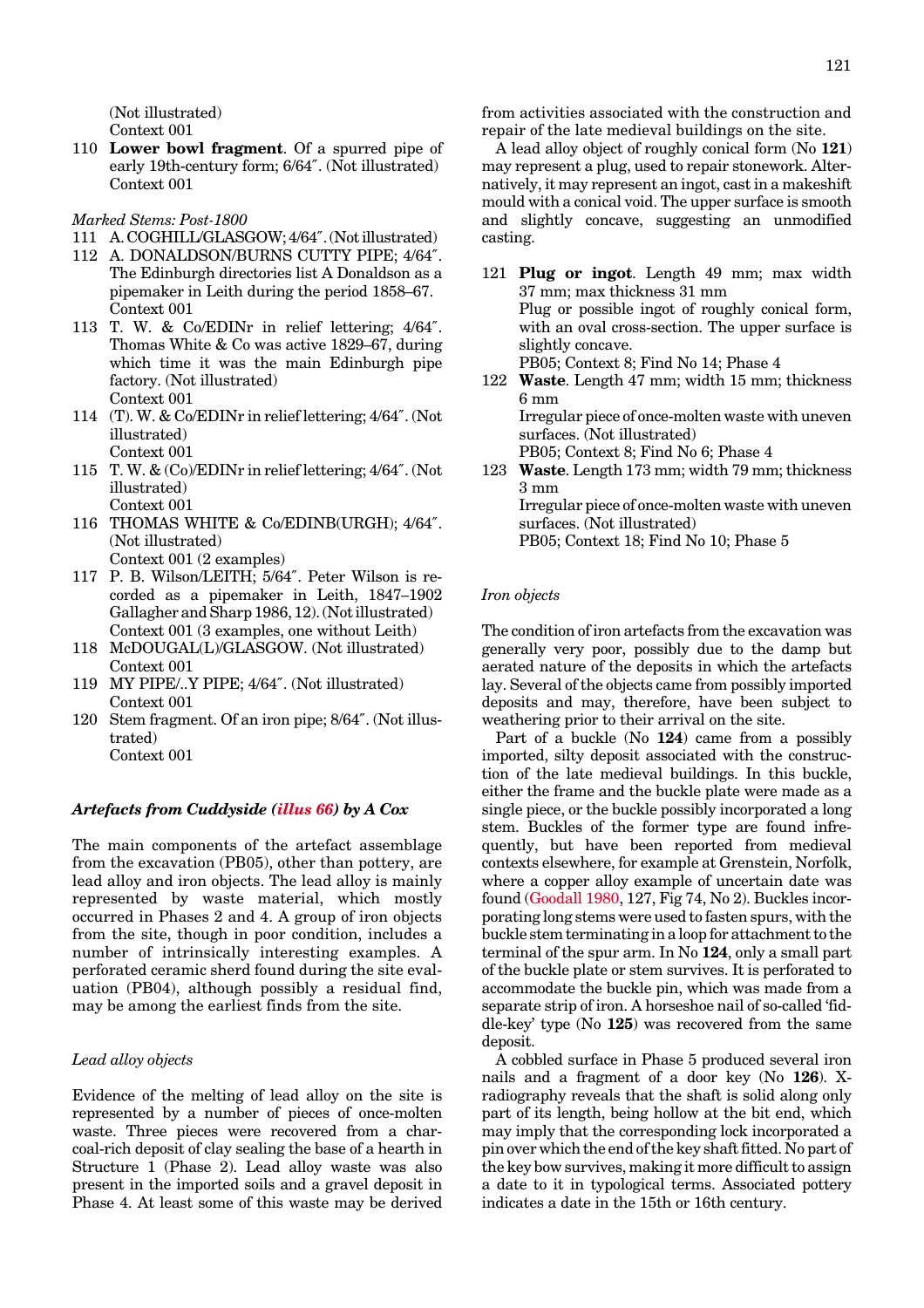(Not illustrated)
Context 001

110 **Lower bowl fragment**. Of a spurred pipe of early 19th-century form; 6/64″. (Not illustrated)
Context 001

*Marked Stems: Post-1800*

111 A. COGHILL/GLASGOW; 4/64″. (Not illustrated)

112 A. DONALDSON/BURNS CUTTY PIPE; 4/64″. The Edinburgh directories list A Donaldson as a pipemaker in Leith during the period 1858–67.
Context 001

113 T. W. & Co/EDINr in relief lettering; 4/64″. Thomas White & Co was active 1829–67, during which time it was the main Edinburgh pipe factory. (Not illustrated)
Context 001

114 (T). W. & Co/EDINr in relief lettering; 4/64″. (Not illustrated)
Context 001

115 T. W. & (Co)/EDINr in relief lettering; 4/64″. (Not illustrated)
Context 001

116 THOMAS WHITE & Co/EDINB(URGH); 4/64″. (Not illustrated)
Context 001 (2 examples)

117 P. B. Wilson/LEITH; 5/64″. Peter Wilson is recorded as a pipemaker in Leith, 1847–1902 Gallagher and Sharp 1986, 12). (Not illustrated)
Context 001 (3 examples, one without Leith)

118 McDOUGAL(L)/GLASGOW. (Not illustrated)
Context 001

119 MY PIPE/..Y PIPE; 4/64″. (Not illustrated)
Context 001

120 Stem fragment. Of an iron pipe; 8/64″. (Not illustrated)
Context 001

### *Artefacts from Cuddyside (illus 66) by A Cox*

The main components of the artefact assemblage from the excavation (PB05), other than pottery, are lead alloy and iron objects. The lead alloy is mainly represented by waste material, which mostly occurred in Phases 2 and 4. A group of iron objects from the site, though in poor condition, includes a number of intrinsically interesting examples. A perforated ceramic sherd found during the site evaluation (PB04), although possibly a residual find, may be among the earliest finds from the site.

#### *Lead alloy objects*

Evidence of the melting of lead alloy on the site is represented by a number of pieces of once-molten waste. Three pieces were recovered from a charcoal-rich deposit of clay sealing the base of a hearth in Structure 1 (Phase 2). Lead alloy waste was also present in the imported soils and a gravel deposit in Phase 4. At least some of this waste may be derived from activities associated with the construction and repair of the late medieval buildings on the site.

A lead alloy object of roughly conical form (No **121**) may represent a plug, used to repair stonework. Alternatively, it may represent an ingot, cast in a makeshift mould with a conical void. The upper surface is smooth and slightly concave, suggesting an unmodified casting.

121 **Plug or ingot**. Length 49 mm; max width 37 mm; max thickness 31 mm
Plug or possible ingot of roughly conical form, with an oval cross-section. The upper surface is slightly concave.
PB05; Context 8; Find No 14; Phase 4

122 **Waste**. Length 47 mm; width 15 mm; thickness 6 mm
Irregular piece of once-molten waste with uneven surfaces. (Not illustrated)
PB05; Context 8; Find No 6; Phase 4

123 **Waste**. Length 173 mm; width 79 mm; thickness 3 mm
Irregular piece of once-molten waste with uneven surfaces. (Not illustrated)
PB05; Context 18; Find No 10; Phase 5

#### *Iron objects*

The condition of iron artefacts from the excavation was generally very poor, possibly due to the damp but aerated nature of the deposits in which the artefacts lay. Several of the objects came from possibly imported deposits and may, therefore, have been subject to weathering prior to their arrival on the site.

Part of a buckle (No **124**) came from a possibly imported, silty deposit associated with the construction of the late medieval buildings. In this buckle, either the frame and the buckle plate were made as a single piece, or the buckle possibly incorporated a long stem. Buckles of the former type are found infrequently, but have been reported from medieval contexts elsewhere, for example at Grenstein, Norfolk, where a copper alloy example of uncertain date was found (Goodall 1980, 127, Fig 74, No 2). Buckles incorporating long stems were used to fasten spurs, with the buckle stem terminating in a loop for attachment to the terminal of the spur arm. In No **124**, only a small part of the buckle plate or stem survives. It is perforated to accommodate the buckle pin, which was made from a separate strip of iron. A horseshoe nail of so-called 'fiddle-key' type (No **125**) was recovered from the same deposit.

A cobbled surface in Phase 5 produced several iron nails and a fragment of a door key (No **126**). X-radiography reveals that the shaft is solid along only part of its length, being hollow at the bit end, which may imply that the corresponding lock incorporated a pin over which the end of the key shaft fitted. No part of the key bow survives, making it more difficult to assign a date to it in typological terms. Associated pottery indicates a date in the 15th or 16th century.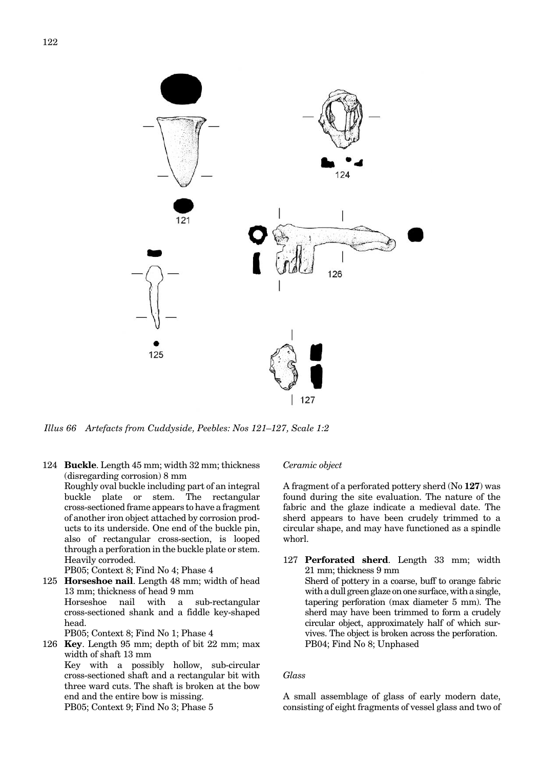*Illus 66 Artefacts from Cuddyside, Peebles: Nos 121–127, Scale 1:2*

124 **Buckle**. Length 45 mm; width 32 mm; thickness (disregarding corrosion) 8 mm
Roughly oval buckle including part of an integral buckle plate or stem. The rectangular cross-sectioned frame appears to have a fragment of another iron object attached by corrosion products to its underside. One end of the buckle pin, also of rectangular cross-section, is looped through a perforation in the buckle plate or stem. Heavily corroded.
PB05; Context 8; Find No 4; Phase 4

125 **Horseshoe nail**. Length 48 mm; width of head 13 mm; thickness of head 9 mm
Horseshoe nail with a sub-rectangular cross-sectioned shank and a fiddle key-shaped head.
PB05; Context 8; Find No 1; Phase 4

126 **Key**. Length 95 mm; depth of bit 22 mm; max width of shaft 13 mm
Key with a possibly hollow, sub-circular cross-sectioned shaft and a rectangular bit with three ward cuts. The shaft is broken at the bow end and the entire bow is missing.
PB05; Context 9; Find No 3; Phase 5

### *Ceramic object*

A fragment of a perforated pottery sherd (No **127**) was found during the site evaluation. The nature of the fabric and the glaze indicate a medieval date. The sherd appears to have been crudely trimmed to a circular shape, and may have functioned as a spindle whorl.

127 **Perforated sherd**. Length 33 mm; width 21 mm; thickness 9 mm
Sherd of pottery in a coarse, buff to orange fabric with a dull green glaze on one surface, with a single, tapering perforation (max diameter 5 mm). The sherd may have been trimmed to form a crudely circular object, approximately half of which survives. The object is broken across the perforation.
PB04; Find No 8; Unphased

### *Glass*

A small assemblage of glass of early modern date, consisting of eight fragments of vessel glass and two of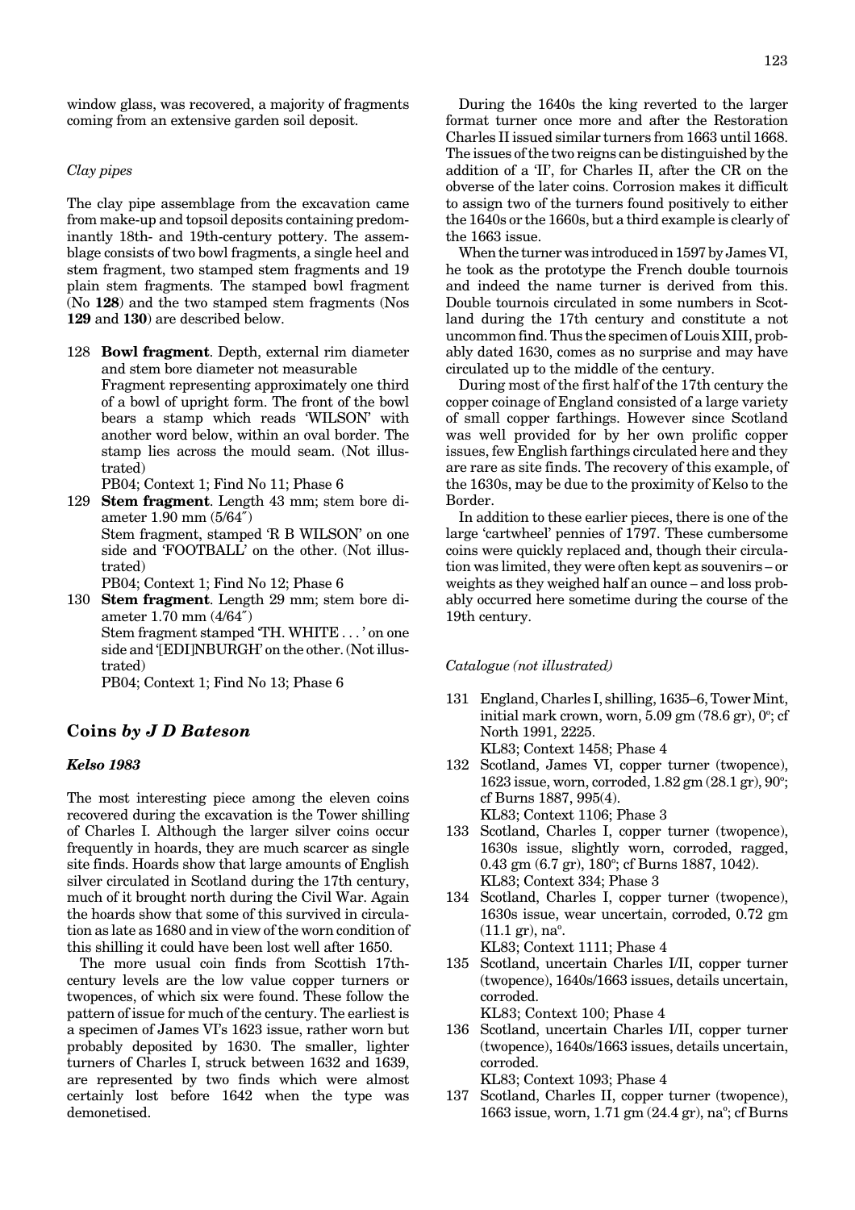window glass, was recovered, a majority of fragments coming from an extensive garden soil deposit.

### *Clay pipes*

The clay pipe assemblage from the excavation came from make-up and topsoil deposits containing predominantly 18th- and 19th-century pottery. The assemblage consists of two bowl fragments, a single heel and stem fragment, two stamped stem fragments and 19 plain stem fragments. The stamped bowl fragment (No **128**) and the two stamped stem fragments (Nos **129** and **130**) are described below.

128 **Bowl fragment**. Depth, external rim diameter and stem bore diameter not measurable
Fragment representing approximately one third of a bowl of upright form. The front of the bowl bears a stamp which reads 'WILSON' with another word below, within an oval border. The stamp lies across the mould seam. (Not illustrated)
PB04; Context 1; Find No 11; Phase 6

129 **Stem fragment**. Length 43 mm; stem bore diameter 1.90 mm (5/64″)
Stem fragment, stamped 'R B WILSON' on one side and 'FOOTBALL' on the other. (Not illustrated)
PB04; Context 1; Find No 12; Phase 6

130 **Stem fragment**. Length 29 mm; stem bore diameter 1.70 mm (4/64″)
Stem fragment stamped 'TH. WHITE . . . ' on one side and '[EDI]NBURGH' on the other. (Not illustrated)
PB04; Context 1; Find No 13; Phase 6

## Coins *by J D Bateson*

### *Kelso 1983*

The most interesting piece among the eleven coins recovered during the excavation is the Tower shilling of Charles I. Although the larger silver coins occur frequently in hoards, they are much scarcer as single site finds. Hoards show that large amounts of English silver circulated in Scotland during the 17th century, much of it brought north during the Civil War. Again the hoards show that some of this survived in circulation as late as 1680 and in view of the worn condition of this shilling it could have been lost well after 1650.

The more usual coin finds from Scottish 17th-century levels are the low value copper turners or twopences, of which six were found. These follow the pattern of issue for much of the century. The earliest is a specimen of James VI's 1623 issue, rather worn but probably deposited by 1630. The smaller, lighter turners of Charles I, struck between 1632 and 1639, are represented by two finds which were almost certainly lost before 1642 when the type was demonetised.

During the 1640s the king reverted to the larger format turner once more and after the Restoration Charles II issued similar turners from 1663 until 1668. The issues of the two reigns can be distinguished by the addition of a 'II', for Charles II, after the CR on the obverse of the later coins. Corrosion makes it difficult to assign two of the turners found positively to either the 1640s or the 1660s, but a third example is clearly of the 1663 issue.

When the turner was introduced in 1597 by James VI, he took as the prototype the French double tournois and indeed the name turner is derived from this. Double tournois circulated in some numbers in Scotland during the 17th century and constitute a not uncommon find. Thus the specimen of Louis XIII, probably dated 1630, comes as no surprise and may have circulated up to the middle of the century.

During most of the first half of the 17th century the copper coinage of England consisted of a large variety of small copper farthings. However since Scotland was well provided for by her own prolific copper issues, few English farthings circulated here and they are rare as site finds. The recovery of this example, of the 1630s, may be due to the proximity of Kelso to the Border.

In addition to these earlier pieces, there is one of the large 'cartwheel' pennies of 1797. These cumbersome coins were quickly replaced and, though their circulation was limited, they were often kept as souvenirs – or weights as they weighed half an ounce – and loss probably occurred here sometime during the course of the 19th century.

### *Catalogue (not illustrated)*

131 England, Charles I, shilling, 1635–6, Tower Mint, initial mark crown, worn, 5.09 gm (78.6 gr), 0°; cf North 1991, 2225.
KL83; Context 1458; Phase 4

132 Scotland, James VI, copper turner (twopence), 1623 issue, worn, corroded, 1.82 gm (28.1 gr), 90°; cf Burns 1887, 995(4).
KL83; Context 1106; Phase 3

133 Scotland, Charles I, copper turner (twopence), 1630s issue, slightly worn, corroded, ragged, 0.43 gm (6.7 gr), 180°; cf Burns 1887, 1042).
KL83; Context 334; Phase 3

134 Scotland, Charles I, copper turner (twopence), 1630s issue, wear uncertain, corroded, 0.72 gm (11.1 gr), na°.
KL83; Context 1111; Phase 4

135 Scotland, uncertain Charles I/II, copper turner (twopence), 1640s/1663 issues, details uncertain, corroded.
KL83; Context 100; Phase 4

136 Scotland, uncertain Charles I/II, copper turner (twopence), 1640s/1663 issues, details uncertain, corroded.
KL83; Context 1093; Phase 4

137 Scotland, Charles II, copper turner (twopence), 1663 issue, worn, 1.71 gm (24.4 gr), na°; cf Burns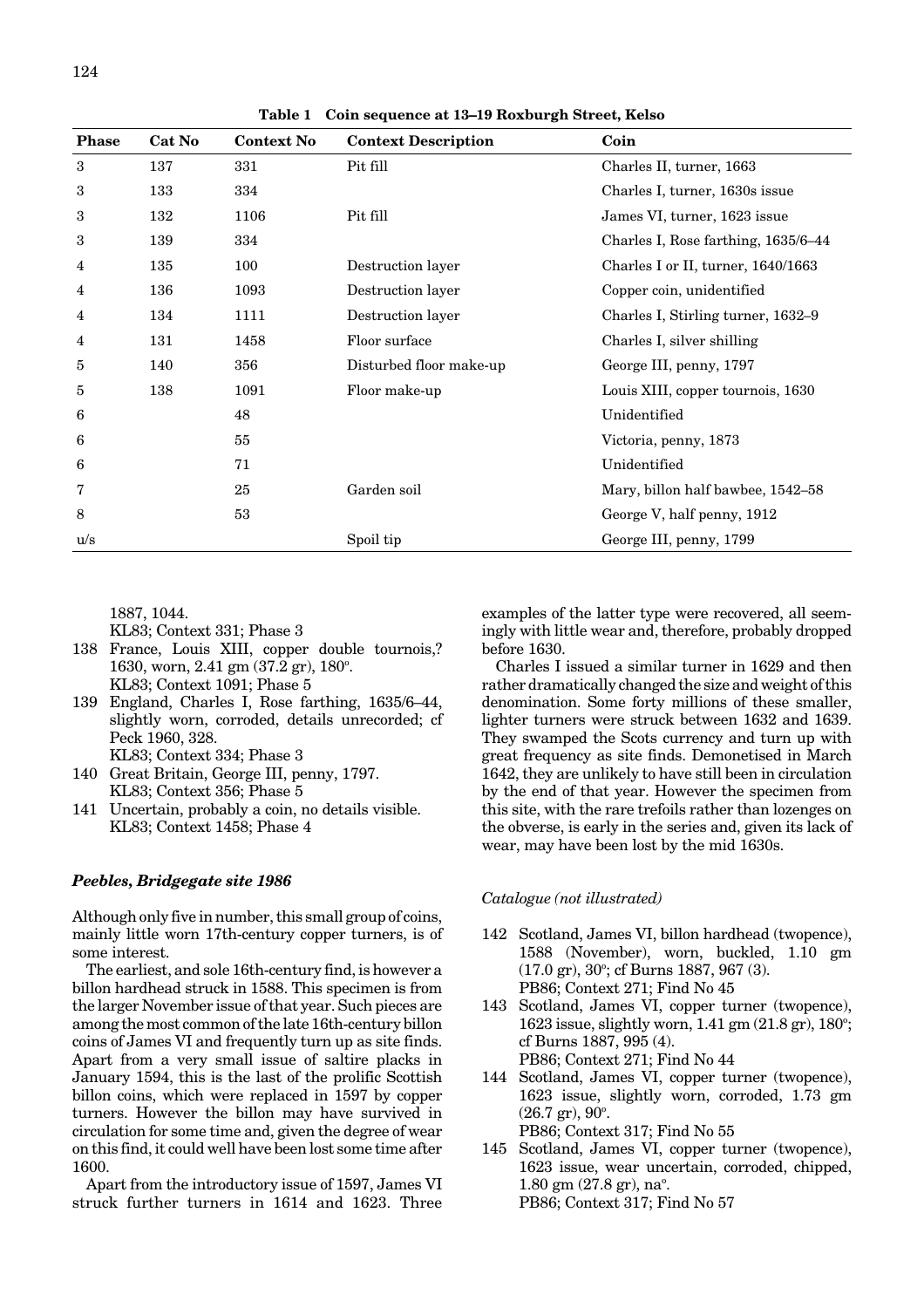**Table 1 Coin sequence at 13–19 Roxburgh Street, Kelso**

| Phase | Cat No | Context No | Context Description | Coin |
|---|---|---|---|---|
| 3 | 137 | 331 | Pit fill | Charles II, turner, 1663 |
| 3 | 133 | 334 | | Charles I, turner, 1630s issue |
| 3 | 132 | 1106 | Pit fill | James VI, turner, 1623 issue |
| 3 | 139 | 334 | | Charles I, Rose farthing, 1635/6–44 |
| 4 | 135 | 100 | Destruction layer | Charles I or II, turner, 1640/1663 |
| 4 | 136 | 1093 | Destruction layer | Copper coin, unidentified |
| 4 | 134 | 1111 | Destruction layer | Charles I, Stirling turner, 1632–9 |
| 4 | 131 | 1458 | Floor surface | Charles I, silver shilling |
| 5 | 140 | 356 | Disturbed floor make-up | George III, penny, 1797 |
| 5 | 138 | 1091 | Floor make-up | Louis XIII, copper tournois, 1630 |
| 6 | | 48 | | Unidentified |
| 6 | | 55 | | Victoria, penny, 1873 |
| 6 | | 71 | | Unidentified |
| 7 | | 25 | Garden soil | Mary, billon half bawbee, 1542–58 |
| 8 | | 53 | | George V, half penny, 1912 |
| u/s | | | Spoil tip | George III, penny, 1799 |

1887, 1044.
KL83; Context 331; Phase 3

138 France, Louis XIII, copper double tournois,? 1630, worn, 2.41 gm (37.2 gr), 180°.
KL83; Context 1091; Phase 5

139 England, Charles I, Rose farthing, 1635/6–44, slightly worn, corroded, details unrecorded; cf Peck 1960, 328.
KL83; Context 334; Phase 3

140 Great Britain, George III, penny, 1797.
KL83; Context 356; Phase 5

141 Uncertain, probably a coin, no details visible.
KL83; Context 1458; Phase 4

### *Peebles, Bridgegate site 1986*

Although only five in number, this small group of coins, mainly little worn 17th-century copper turners, is of some interest.

The earliest, and sole 16th-century find, is however a billon hardhead struck in 1588. This specimen is from the larger November issue of that year. Such pieces are among the most common of the late 16th-century billon coins of James VI and frequently turn up as site finds. Apart from a very small issue of saltire placks in January 1594, this is the last of the prolific Scottish billon coins, which were replaced in 1597 by copper turners. However the billon may have survived in circulation for some time and, given the degree of wear on this find, it could well have been lost some time after 1600.

Apart from the introductory issue of 1597, James VI struck further turners in 1614 and 1623. Three examples of the latter type were recovered, all seemingly with little wear and, therefore, probably dropped before 1630.

Charles I issued a similar turner in 1629 and then rather dramatically changed the size and weight of this denomination. Some forty millions of these smaller, lighter turners were struck between 1632 and 1639. They swamped the Scots currency and turn up with great frequency as site finds. Demonetised in March 1642, they are unlikely to have still been in circulation by the end of that year. However the specimen from this site, with the rare trefoils rather than lozenges on the obverse, is early in the series and, given its lack of wear, may have been lost by the mid 1630s.

*Catalogue (not illustrated)*

142 Scotland, James VI, billon hardhead (twopence), 1588 (November), worn, buckled, 1.10 gm (17.0 gr), 30°; cf Burns 1887, 967 (3).
PB86; Context 271; Find No 45

143 Scotland, James VI, copper turner (twopence), 1623 issue, slightly worn, 1.41 gm (21.8 gr), 180°; cf Burns 1887, 995 (4).
PB86; Context 271; Find No 44

144 Scotland, James VI, copper turner (twopence), 1623 issue, slightly worn, corroded, 1.73 gm (26.7 gr), 90°.
PB86; Context 317; Find No 55

145 Scotland, James VI, copper turner (twopence), 1623 issue, wear uncertain, corroded, chipped, 1.80 gm (27.8 gr), na°.
PB86; Context 317; Find No 57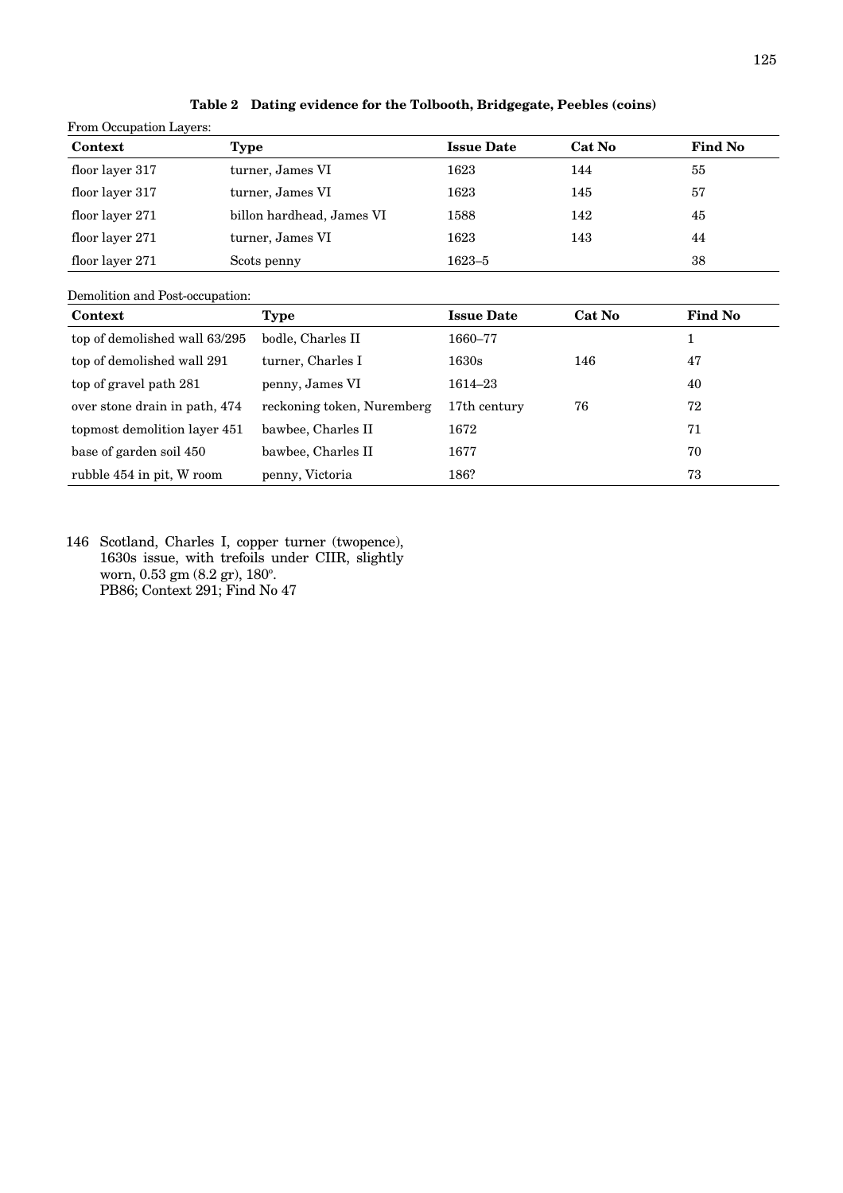**Table 2 Dating evidence for the Tolbooth, Bridgegate, Peebles (coins)**

From Occupation Layers:

| Context | Type | Issue Date | Cat No | Find No |
|---|---|---|---|---|
| floor layer 317 | turner, James VI | 1623 | 144 | 55 |
| floor layer 317 | turner, James VI | 1623 | 145 | 57 |
| floor layer 271 | billon hardhead, James VI | 1588 | 142 | 45 |
| floor layer 271 | turner, James VI | 1623 | 143 | 44 |
| floor layer 271 | Scots penny | 1623–5 | | 38 |

Demolition and Post-occupation:

| Context | Type | Issue Date | Cat No | Find No |
|---|---|---|---|---|
| top of demolished wall 63/295 | bodle, Charles II | 1660–77 | | 1 |
| top of demolished wall 291 | turner, Charles I | 1630s | 146 | 47 |
| top of gravel path 281 | penny, James VI | 1614–23 | | 40 |
| over stone drain in path, 474 | reckoning token, Nuremberg | 17th century | 76 | 72 |
| topmost demolition layer 451 | bawbee, Charles II | 1672 | | 71 |
| base of garden soil 450 | bawbee, Charles II | 1677 | | 70 |
| rubble 454 in pit, W room | penny, Victoria | 186? | | 73 |

146 Scotland, Charles I, copper turner (twopence), 1630s issue, with trefoils under CIIR, slightly worn, 0.53 gm (8.2 gr), 180°.
PB86; Context 291; Find No 47